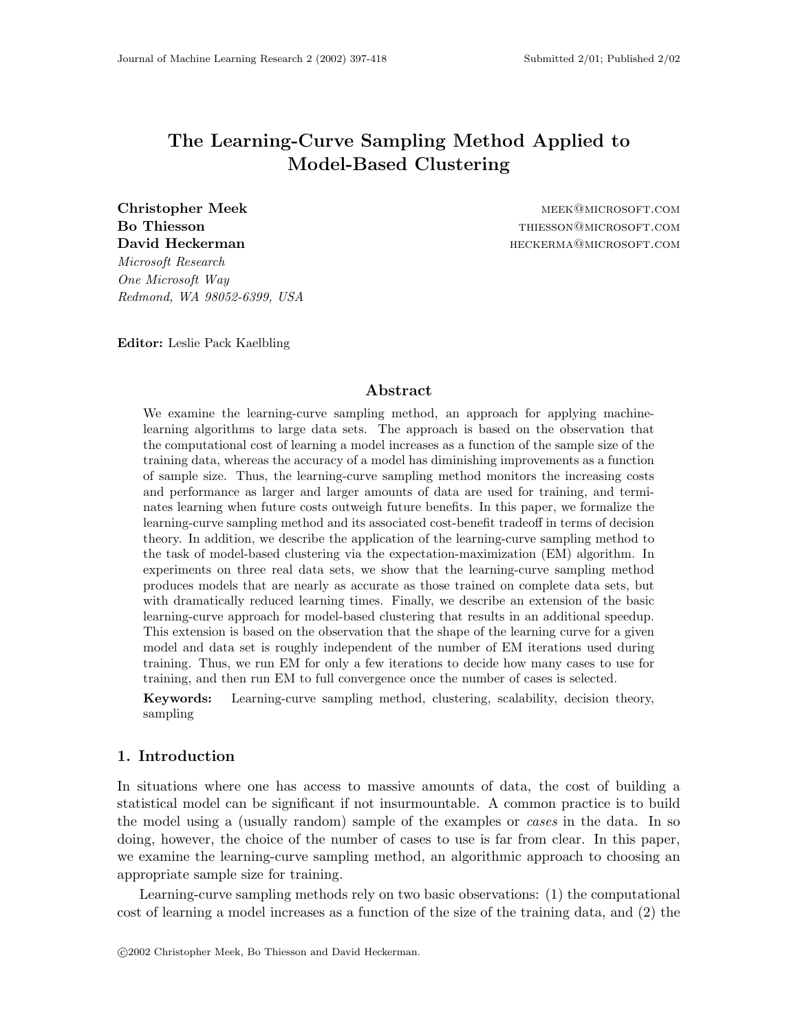# The Learning-Curve Sampling Method Applied to Model-Based Clustering

**Christopher Meek** meek@microsoft.com
**Bo Thiesson** thiesson@microsoft.com
**David Heckerman** heckerma@microsoft.com
*Microsoft Research*
*One Microsoft Way*
*Redmond, WA 98052-6399, USA*

**Editor:** Leslie Pack Kaelbling

## Abstract

We examine the learning-curve sampling method, an approach for applying machine-learning algorithms to large data sets. The approach is based on the observation that the computational cost of learning a model increases as a function of the sample size of the training data, whereas the accuracy of a model has diminishing improvements as a function of sample size. Thus, the learning-curve sampling method monitors the increasing costs and performance as larger and larger amounts of data are used for training, and terminates learning when future costs outweigh future benefits. In this paper, we formalize the learning-curve sampling method and its associated cost-benefit tradeoff in terms of decision theory. In addition, we describe the application of the learning-curve sampling method to the task of model-based clustering via the expectation-maximization (EM) algorithm. In experiments on three real data sets, we show that the learning-curve sampling method produces models that are nearly as accurate as those trained on complete data sets, but with dramatically reduced learning times. Finally, we describe an extension of the basic learning-curve approach for model-based clustering that results in an additional speedup. This extension is based on the observation that the shape of the learning curve for a given model and data set is roughly independent of the number of EM iterations used during training. Thus, we run EM for only a few iterations to decide how many cases to use for training, and then run EM to full convergence once the number of cases is selected.

**Keywords:** Learning-curve sampling method, clustering, scalability, decision theory, sampling

## 1. Introduction

In situations where one has access to massive amounts of data, the cost of building a statistical model can be significant if not insurmountable. A common practice is to build the model using a (usually random) sample of the examples or *cases* in the data. In so doing, however, the choice of the number of cases to use is far from clear. In this paper, we examine the learning-curve sampling method, an algorithmic approach to choosing an appropriate sample size for training.

Learning-curve sampling methods rely on two basic observations: (1) the computational cost of learning a model increases as a function of the size of the training data, and (2) the

©2002 Christopher Meek, Bo Thiesson and David Heckerman.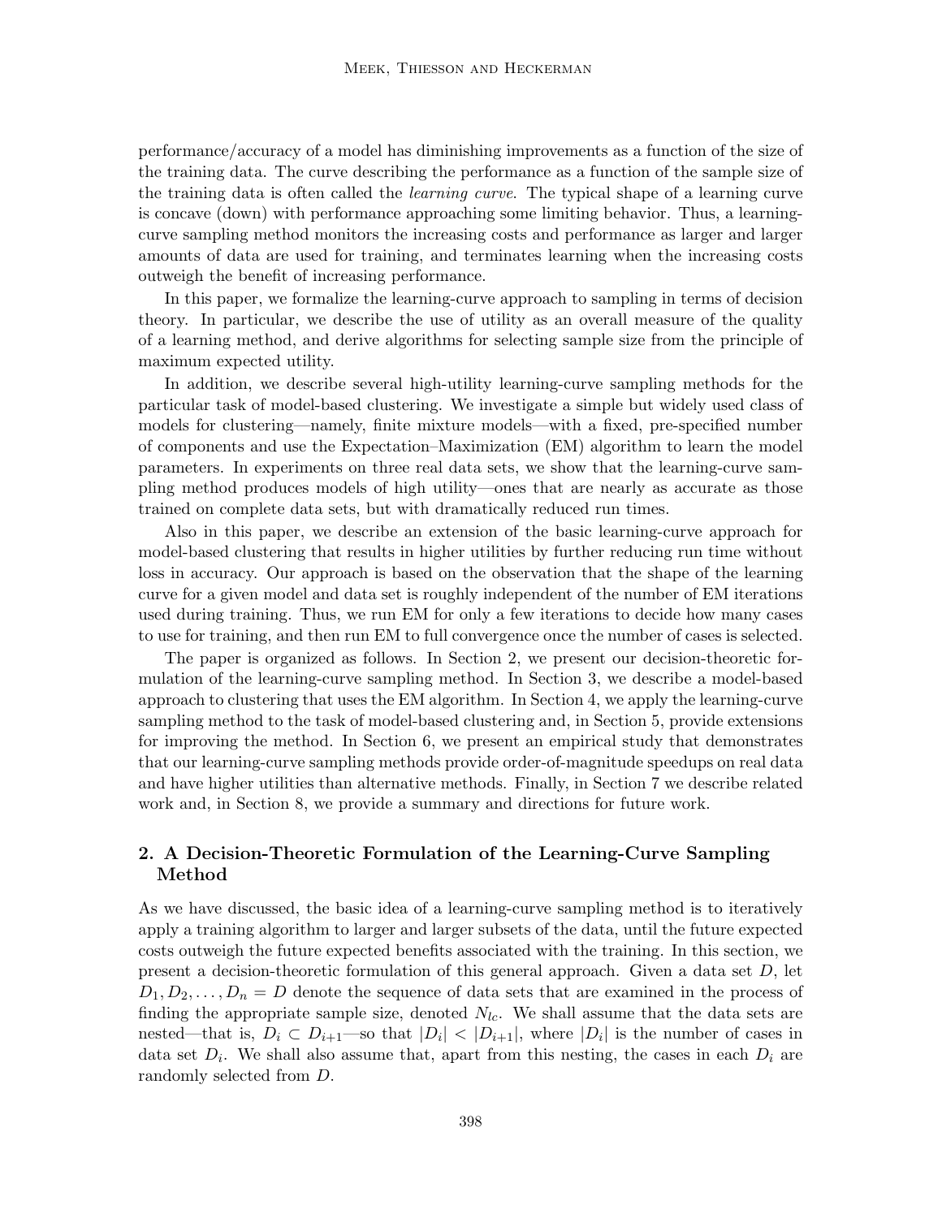performance/accuracy of a model has diminishing improvements as a function of the size of the training data. The curve describing the performance as a function of the sample size of the training data is often called the *learning curve*. The typical shape of a learning curve is concave (down) with performance approaching some limiting behavior. Thus, a learning-curve sampling method monitors the increasing costs and performance as larger and larger amounts of data are used for training, and terminates learning when the increasing costs outweigh the benefit of increasing performance.

In this paper, we formalize the learning-curve approach to sampling in terms of decision theory. In particular, we describe the use of utility as an overall measure of the quality of a learning method, and derive algorithms for selecting sample size from the principle of maximum expected utility.

In addition, we describe several high-utility learning-curve sampling methods for the particular task of model-based clustering. We investigate a simple but widely used class of models for clustering—namely, finite mixture models—with a fixed, pre-specified number of components and use the Expectation–Maximization (EM) algorithm to learn the model parameters. In experiments on three real data sets, we show that the learning-curve sampling method produces models of high utility—ones that are nearly as accurate as those trained on complete data sets, but with dramatically reduced run times.

Also in this paper, we describe an extension of the basic learning-curve approach for model-based clustering that results in higher utilities by further reducing run time without loss in accuracy. Our approach is based on the observation that the shape of the learning curve for a given model and data set is roughly independent of the number of EM iterations used during training. Thus, we run EM for only a few iterations to decide how many cases to use for training, and then run EM to full convergence once the number of cases is selected.

The paper is organized as follows. In Section 2, we present our decision-theoretic formulation of the learning-curve sampling method. In Section 3, we describe a model-based approach to clustering that uses the EM algorithm. In Section 4, we apply the learning-curve sampling method to the task of model-based clustering and, in Section 5, provide extensions for improving the method. In Section 6, we present an empirical study that demonstrates that our learning-curve sampling methods provide order-of-magnitude speedups on real data and have higher utilities than alternative methods. Finally, in Section 7 we describe related work and, in Section 8, we provide a summary and directions for future work.

## 2. A Decision-Theoretic Formulation of the Learning-Curve Sampling Method

As we have discussed, the basic idea of a learning-curve sampling method is to iteratively apply a training algorithm to larger and larger subsets of the data, until the future expected costs outweigh the future expected benefits associated with the training. In this section, we present a decision-theoretic formulation of this general approach. Given a data set $D$, let $D_1, D_2, \ldots, D_n = D$ denote the sequence of data sets that are examined in the process of finding the appropriate sample size, denoted $N_{lc}$. We shall assume that the data sets are nested—that is, $D_i \subset D_{i+1}$—so that $|D_i| < |D_{i+1}|$, where $|D_i|$ is the number of cases in data set $D_i$. We shall also assume that, apart from this nesting, the cases in each $D_i$ are randomly selected from $D$.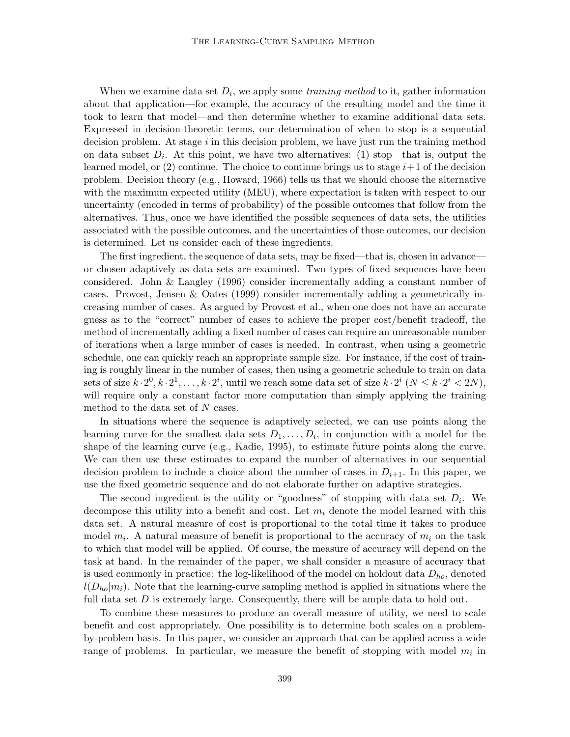When we examine data set $D_i$, we apply some *training method* to it, gather information about that application—for example, the accuracy of the resulting model and the time it took to learn that model—and then determine whether to examine additional data sets. Expressed in decision-theoretic terms, our determination of when to stop is a sequential decision problem. At stage $i$ in this decision problem, we have just run the training method on data subset $D_i$. At this point, we have two alternatives: (1) stop—that is, output the learned model, or (2) continue. The choice to continue brings us to stage $i+1$ of the decision problem. Decision theory (e.g., Howard, 1966) tells us that we should choose the alternative with the maximum expected utility (MEU), where expectation is taken with respect to our uncertainty (encoded in terms of probability) of the possible outcomes that follow from the alternatives. Thus, once we have identified the possible sequences of data sets, the utilities associated with the possible outcomes, and the uncertainties of those outcomes, our decision is determined. Let us consider each of these ingredients.

The first ingredient, the sequence of data sets, may be fixed—that is, chosen in advance—or chosen adaptively as data sets are examined. Two types of fixed sequences have been considered. John & Langley (1996) consider incrementally adding a constant number of cases. Provost, Jensen & Oates (1999) consider incrementally adding a geometrically increasing number of cases. As argued by Provost et al., when one does not have an accurate guess as to the "correct" number of cases to achieve the proper cost/benefit tradeoff, the method of incrementally adding a fixed number of cases can require an unreasonable number of iterations when a large number of cases is needed. In contrast, when using a geometric schedule, one can quickly reach an appropriate sample size. For instance, if the cost of training is roughly linear in the number of cases, then using a geometric schedule to train on data sets of size $k \cdot 2^0, k \cdot 2^1, \ldots, k \cdot 2^i$, until we reach some data set of size $k \cdot 2^i$ ($N \leq k \cdot 2^i < 2N$), will require only a constant factor more computation than simply applying the training method to the data set of $N$ cases.

In situations where the sequence is adaptively selected, we can use points along the learning curve for the smallest data sets $D_1, \ldots, D_i$, in conjunction with a model for the shape of the learning curve (e.g., Kadie, 1995), to estimate future points along the curve. We can then use these estimates to expand the number of alternatives in our sequential decision problem to include a choice about the number of cases in $D_{i+1}$. In this paper, we use the fixed geometric sequence and do not elaborate further on adaptive strategies.

The second ingredient is the utility or "goodness" of stopping with data set $D_i$. We decompose this utility into a benefit and cost. Let $m_i$ denote the model learned with this data set. A natural measure of cost is proportional to the total time it takes to produce model $m_i$. A natural measure of benefit is proportional to the accuracy of $m_i$ on the task to which that model will be applied. Of course, the measure of accuracy will depend on the task at hand. In the remainder of the paper, we shall consider a measure of accuracy that is used commonly in practice: the log-likelihood of the model on holdout data $D_{ho}$, denoted $l(D_{ho}|m_i)$. Note that the learning-curve sampling method is applied in situations where the full data set $D$ is extremely large. Consequently, there will be ample data to hold out.

To combine these measures to produce an overall measure of utility, we need to scale benefit and cost appropriately. One possibility is to determine both scales on a problem-by-problem basis. In this paper, we consider an approach that can be applied across a wide range of problems. In particular, we measure the benefit of stopping with model $m_i$ in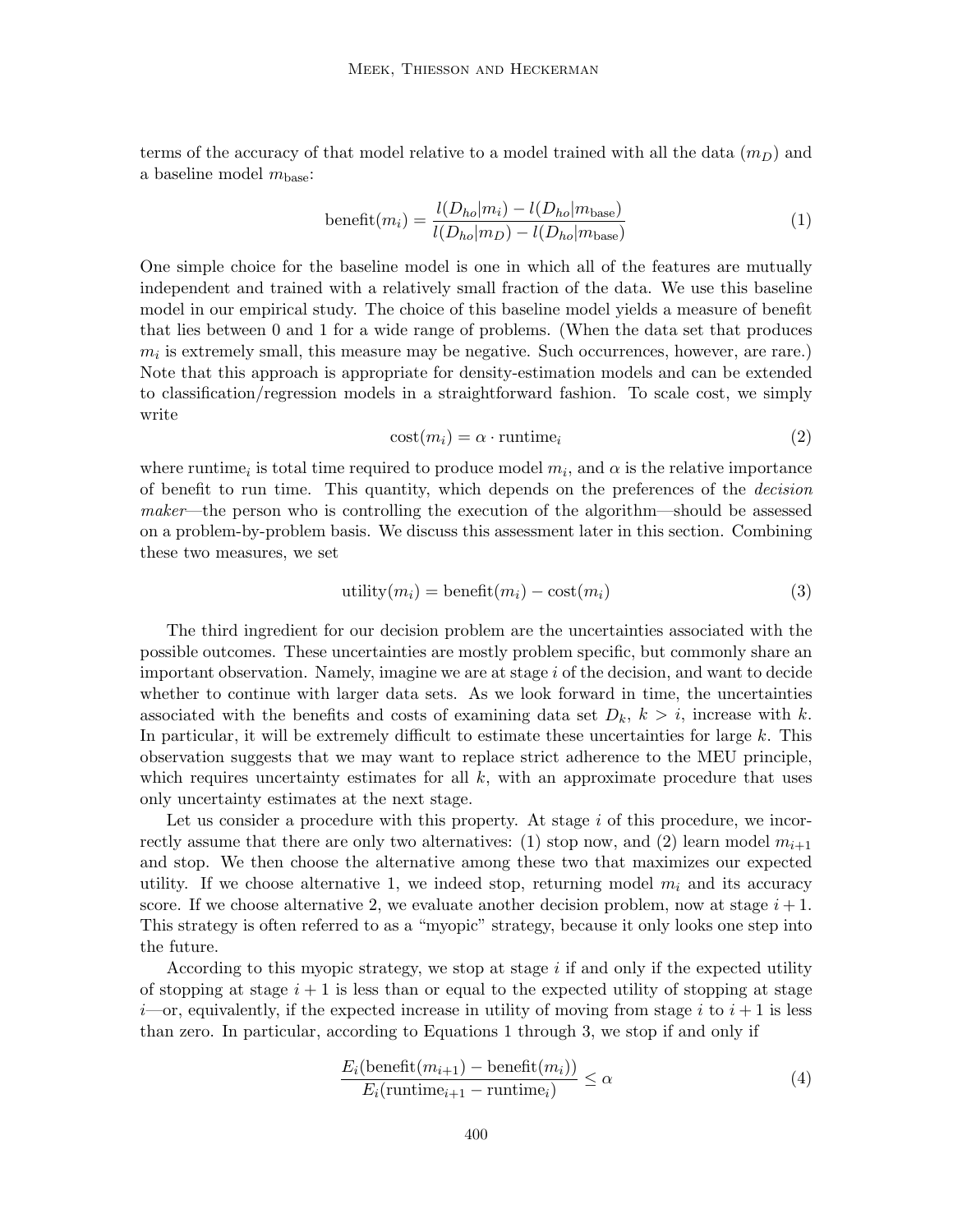terms of the accuracy of that model relative to a model trained with all the data ($m_D$) and a baseline model $m_{\text{base}}$:

$$\text{benefit}(m_i) = \frac{l(D_{ho}|m_i) - l(D_{ho}|m_{\text{base}})}{l(D_{ho}|m_D) - l(D_{ho}|m_{\text{base}})} \tag{1}$$

One simple choice for the baseline model is one in which all of the features are mutually independent and trained with a relatively small fraction of the data. We use this baseline model in our empirical study. The choice of this baseline model yields a measure of benefit that lies between 0 and 1 for a wide range of problems. (When the data set that produces $m_i$ is extremely small, this measure may be negative. Such occurrences, however, are rare.) Note that this approach is appropriate for density-estimation models and can be extended to classification/regression models in a straightforward fashion. To scale cost, we simply write

$$\text{cost}(m_i) = \alpha \cdot \text{runtime}_i \tag{2}$$

where $\text{runtime}_i$ is total time required to produce model $m_i$, and $\alpha$ is the relative importance of benefit to run time. This quantity, which depends on the preferences of the *decision maker*—the person who is controlling the execution of the algorithm—should be assessed on a problem-by-problem basis. We discuss this assessment later in this section. Combining these two measures, we set

$$\text{utility}(m_i) = \text{benefit}(m_i) - \text{cost}(m_i) \tag{3}$$

The third ingredient for our decision problem are the uncertainties associated with the possible outcomes. These uncertainties are mostly problem specific, but commonly share an important observation. Namely, imagine we are at stage $i$ of the decision, and want to decide whether to continue with larger data sets. As we look forward in time, the uncertainties associated with the benefits and costs of examining data set $D_k$, $k > i$, increase with $k$. In particular, it will be extremely difficult to estimate these uncertainties for large $k$. This observation suggests that we may want to replace strict adherence to the MEU principle, which requires uncertainty estimates for all $k$, with an approximate procedure that uses only uncertainty estimates at the next stage.

Let us consider a procedure with this property. At stage $i$ of this procedure, we incorrectly assume that there are only two alternatives: (1) stop now, and (2) learn model $m_{i+1}$ and stop. We then choose the alternative among these two that maximizes our expected utility. If we choose alternative 1, we indeed stop, returning model $m_i$ and its accuracy score. If we choose alternative 2, we evaluate another decision problem, now at stage $i+1$. This strategy is often referred to as a "myopic" strategy, because it only looks one step into the future.

According to this myopic strategy, we stop at stage $i$ if and only if the expected utility of stopping at stage $i+1$ is less than or equal to the expected utility of stopping at stage $i$—or, equivalently, if the expected increase in utility of moving from stage $i$ to $i+1$ is less than zero. In particular, according to Equations 1 through 3, we stop if and only if

$$\frac{E_i(\text{benefit}(m_{i+1}) - \text{benefit}(m_i))}{E_i(\text{runtime}_{i+1} - \text{runtime}_i)} \leq \alpha \tag{4}$$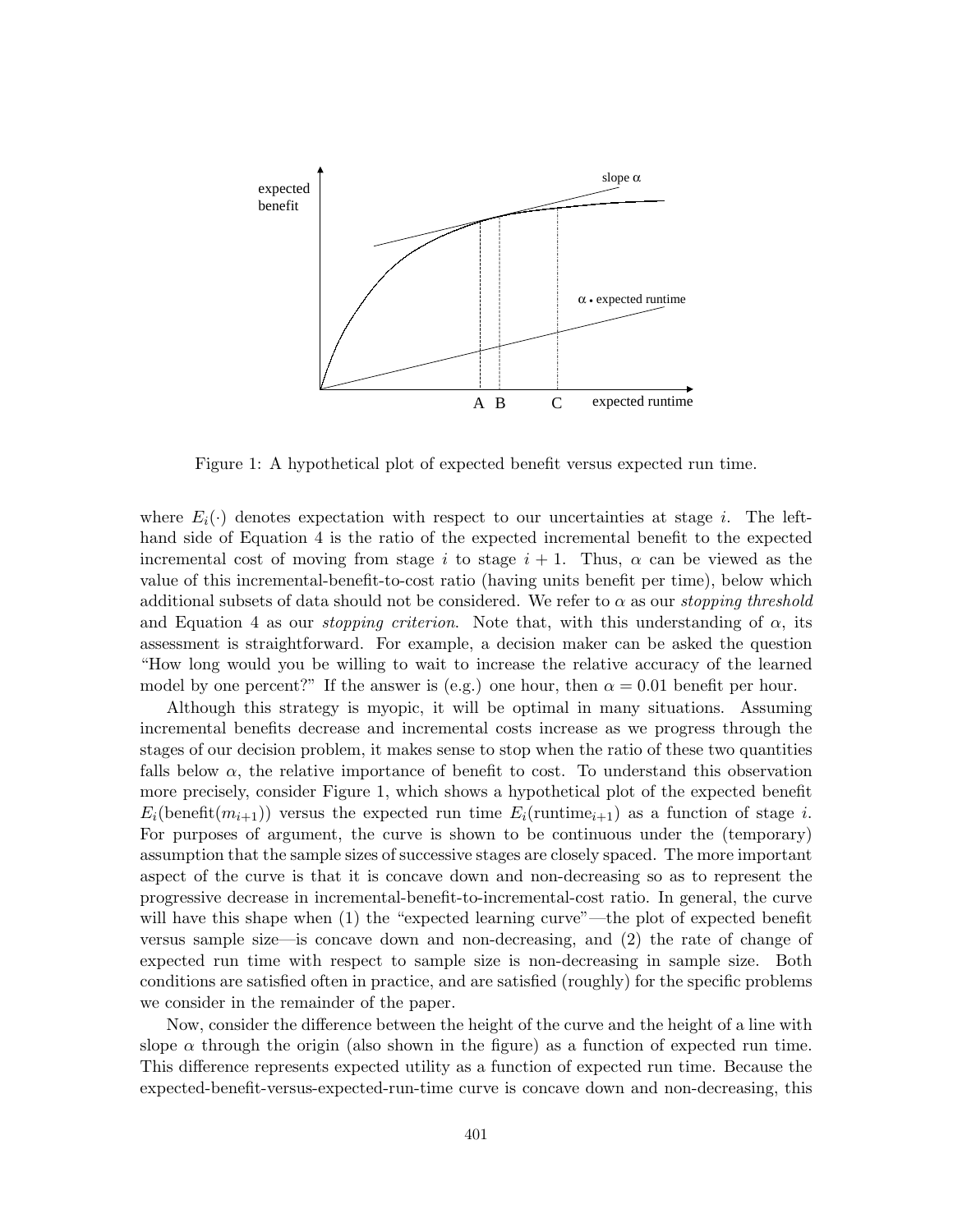Figure 1: A hypothetical plot of expected benefit versus expected run time.

where $E_i(\cdot)$ denotes expectation with respect to our uncertainties at stage $i$. The left-hand side of Equation 4 is the ratio of the expected incremental benefit to the expected incremental cost of moving from stage $i$ to stage $i+1$. Thus, $\alpha$ can be viewed as the value of this incremental-benefit-to-cost ratio (having units benefit per time), below which additional subsets of data should not be considered. We refer to $\alpha$ as our *stopping threshold* and Equation 4 as our *stopping criterion*. Note that, with this understanding of $\alpha$, its assessment is straightforward. For example, a decision maker can be asked the question "How long would you be willing to wait to increase the relative accuracy of the learned model by one percent?" If the answer is (e.g.) one hour, then $\alpha = 0.01$ benefit per hour.

Although this strategy is myopic, it will be optimal in many situations. Assuming incremental benefits decrease and incremental costs increase as we progress through the stages of our decision problem, it makes sense to stop when the ratio of these two quantities falls below $\alpha$, the relative importance of benefit to cost. To understand this observation more precisely, consider Figure 1, which shows a hypothetical plot of the expected benefit $E_i(\text{benefit}(m_{i+1}))$ versus the expected run time $E_i(\text{runtime}_{i+1})$ as a function of stage $i$. For purposes of argument, the curve is shown to be continuous under the (temporary) assumption that the sample sizes of successive stages are closely spaced. The more important aspect of the curve is that it is concave down and non-decreasing so as to represent the progressive decrease in incremental-benefit-to-incremental-cost ratio. In general, the curve will have this shape when (1) the "expected learning curve"—the plot of expected benefit versus sample size—is concave down and non-decreasing, and (2) the rate of change of expected run time with respect to sample size is non-decreasing in sample size. Both conditions are satisfied often in practice, and are satisfied (roughly) for the specific problems we consider in the remainder of the paper.

Now, consider the difference between the height of the curve and the height of a line with slope $\alpha$ through the origin (also shown in the figure) as a function of expected run time. This difference represents expected utility as a function of expected run time. Because the expected-benefit-versus-expected-run-time curve is concave down and non-decreasing, this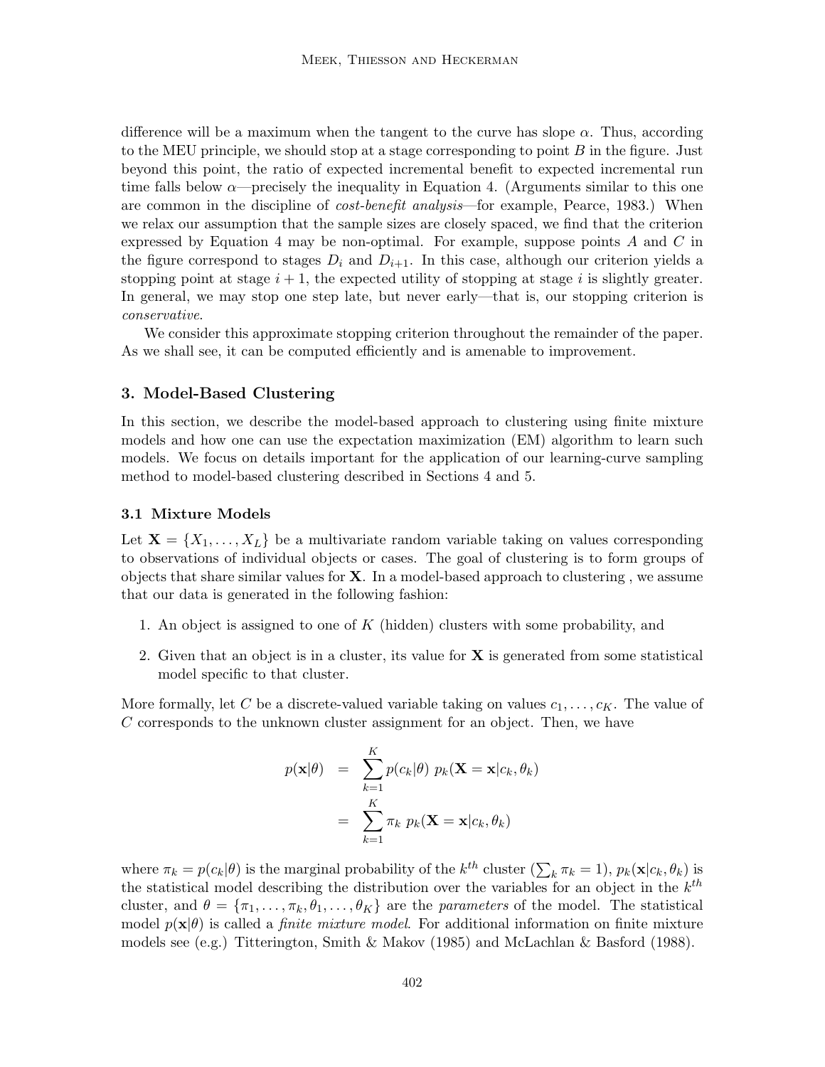difference will be a maximum when the tangent to the curve has slope $\alpha$. Thus, according to the MEU principle, we should stop at a stage corresponding to point $B$ in the figure. Just beyond this point, the ratio of expected incremental benefit to expected incremental run time falls below $\alpha$—precisely the inequality in Equation 4. (Arguments similar to this one are common in the discipline of *cost-benefit analysis*—for example, Pearce, 1983.) When we relax our assumption that the sample sizes are closely spaced, we find that the criterion expressed by Equation 4 may be non-optimal. For example, suppose points $A$ and $C$ in the figure correspond to stages $D_i$ and $D_{i+1}$. In this case, although our criterion yields a stopping point at stage $i+1$, the expected utility of stopping at stage $i$ is slightly greater. In general, we may stop one step late, but never early—that is, our stopping criterion is *conservative*.

We consider this approximate stopping criterion throughout the remainder of the paper. As we shall see, it can be computed efficiently and is amenable to improvement.

## 3. Model-Based Clustering

In this section, we describe the model-based approach to clustering using finite mixture models and how one can use the expectation maximization (EM) algorithm to learn such models. We focus on details important for the application of our learning-curve sampling method to model-based clustering described in Sections 4 and 5.

### 3.1 Mixture Models

Let $\mathbf{X} = \{X_1, \ldots, X_L\}$ be a multivariate random variable taking on values corresponding to observations of individual objects or cases. The goal of clustering is to form groups of objects that share similar values for $\mathbf{X}$. In a model-based approach to clustering , we assume that our data is generated in the following fashion:

1. An object is assigned to one of $K$ (hidden) clusters with some probability, and
2. Given that an object is in a cluster, its value for $\mathbf{X}$ is generated from some statistical model specific to that cluster.

More formally, let $C$ be a discrete-valued variable taking on values $c_1, \ldots, c_K$. The value of $C$ corresponds to the unknown cluster assignment for an object. Then, we have

$$
\begin{aligned}
p(\mathbf{x}|\theta) &= \sum_{k=1}^{K} p(c_k|\theta)\; p_k(\mathbf{X} = \mathbf{x}|c_k, \theta_k) \\
&= \sum_{k=1}^{K} \pi_k \; p_k(\mathbf{X} = \mathbf{x}|c_k, \theta_k)
\end{aligned}
$$

where $\pi_k = p(c_k|\theta)$ is the marginal probability of the $k^{th}$ cluster ($\sum_k \pi_k = 1$), $p_k(\mathbf{x}|c_k, \theta_k)$ is the statistical model describing the distribution over the variables for an object in the $k^{th}$ cluster, and $\theta = \{\pi_1, \ldots, \pi_k, \theta_1, \ldots, \theta_K\}$ are the *parameters* of the model. The statistical model $p(\mathbf{x}|\theta)$ is called a *finite mixture model*. For additional information on finite mixture models see (e.g.) Titterington, Smith & Makov (1985) and McLachlan & Basford (1988).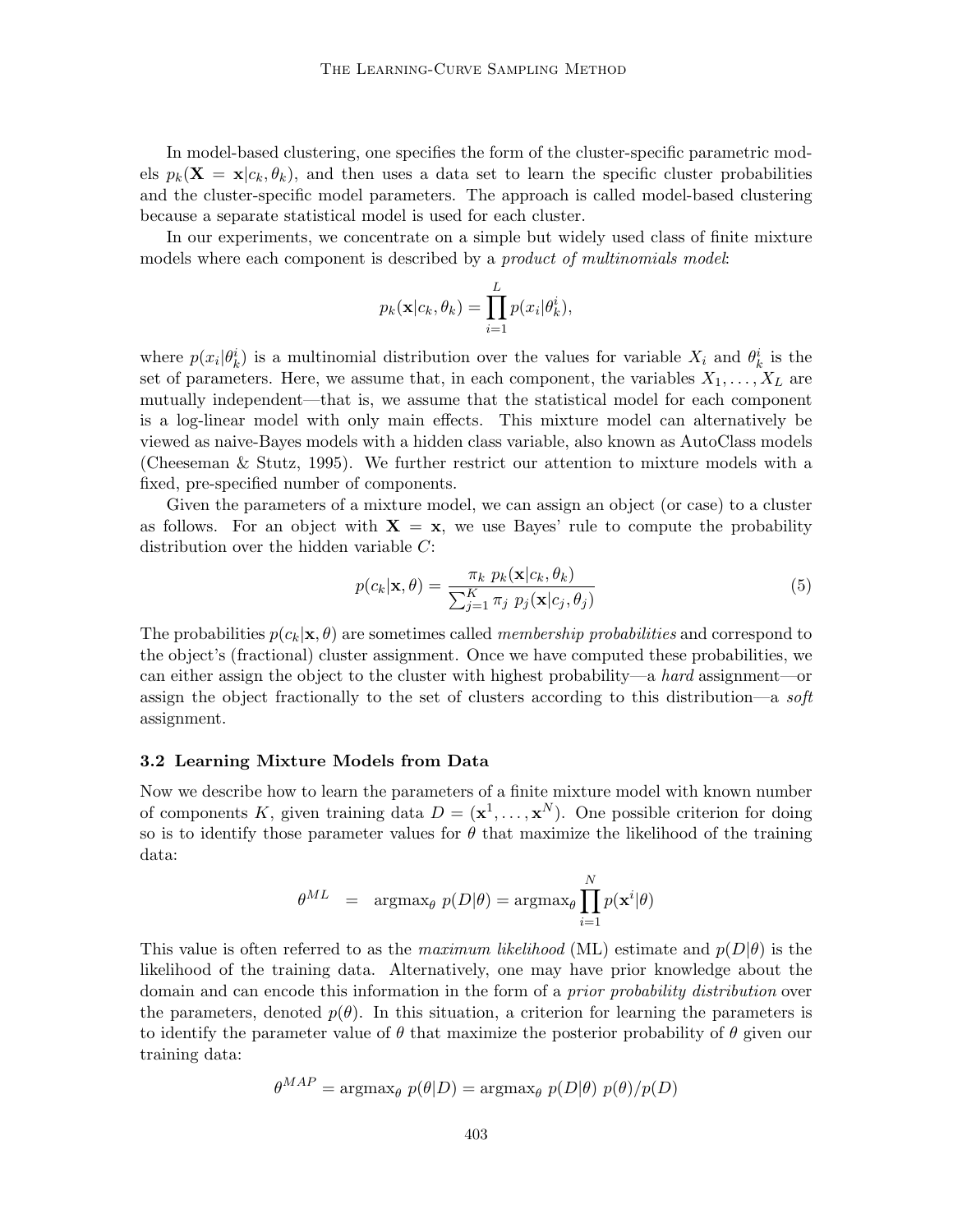In model-based clustering, one specifies the form of the cluster-specific parametric models $p_k(\mathbf{X} = \mathbf{x}|c_k, \theta_k)$, and then uses a data set to learn the specific cluster probabilities and the cluster-specific model parameters. The approach is called model-based clustering because a separate statistical model is used for each cluster.

In our experiments, we concentrate on a simple but widely used class of finite mixture models where each component is described by a *product of multinomials model*:

$$p_k(\mathbf{x}|c_k, \theta_k) = \prod_{i=1}^{L} p(x_i|\theta_k^i),$$

where $p(x_i|\theta_k^i)$ is a multinomial distribution over the values for variable $X_i$ and $\theta_k^i$ is the set of parameters. Here, we assume that, in each component, the variables $X_1, \ldots, X_L$ are mutually independent—that is, we assume that the statistical model for each component is a log-linear model with only main effects. This mixture model can alternatively be viewed as naive-Bayes models with a hidden class variable, also known as AutoClass models (Cheeseman & Stutz, 1995). We further restrict our attention to mixture models with a fixed, pre-specified number of components.

Given the parameters of a mixture model, we can assign an object (or case) to a cluster as follows. For an object with $\mathbf{X} = \mathbf{x}$, we use Bayes' rule to compute the probability distribution over the hidden variable $C$:

$$p(c_k|\mathbf{x}, \theta) = \frac{\pi_k \; p_k(\mathbf{x}|c_k, \theta_k)}{\sum_{j=1}^{K} \pi_j \; p_j(\mathbf{x}|c_j, \theta_j)} \tag{5}$$

The probabilities $p(c_k|\mathbf{x}, \theta)$ are sometimes called *membership probabilities* and correspond to the object's (fractional) cluster assignment. Once we have computed these probabilities, we can either assign the object to the cluster with highest probability—a *hard* assignment—or assign the object fractionally to the set of clusters according to this distribution—a *soft* assignment.

### 3.2 Learning Mixture Models from Data

Now we describe how to learn the parameters of a finite mixture model with known number of components $K$, given training data $D = (\mathbf{x}^1, \ldots, \mathbf{x}^N)$. One possible criterion for doing so is to identify those parameter values for $\theta$ that maximize the likelihood of the training data:

$$\theta^{ML} \;\; = \;\; \text{argmax}_\theta \; p(D|\theta) = \text{argmax}_\theta \prod_{i=1}^{N} p(\mathbf{x}^i|\theta)$$

This value is often referred to as the *maximum likelihood* (ML) estimate and $p(D|\theta)$ is the likelihood of the training data. Alternatively, one may have prior knowledge about the domain and can encode this information in the form of a *prior probability distribution* over the parameters, denoted $p(\theta)$. In this situation, a criterion for learning the parameters is to identify the parameter value of $\theta$ that maximize the posterior probability of $\theta$ given our training data:

$$\theta^{MAP} = \text{argmax}_\theta \; p(\theta|D) = \text{argmax}_\theta \; p(D|\theta) \; p(\theta)/p(D)$$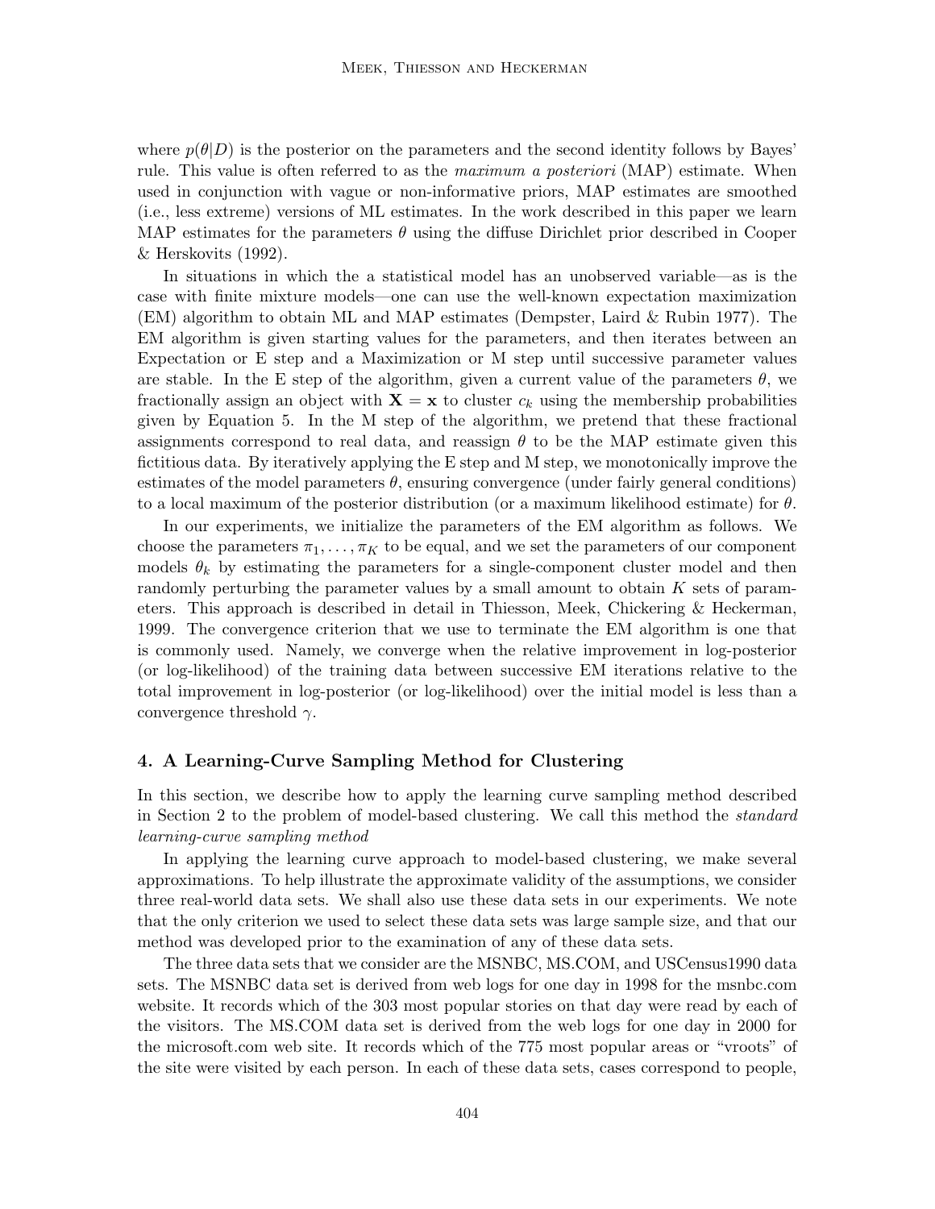where $p(\theta|D)$ is the posterior on the parameters and the second identity follows by Bayes' rule. This value is often referred to as the *maximum a posteriori* (MAP) estimate. When used in conjunction with vague or non-informative priors, MAP estimates are smoothed (i.e., less extreme) versions of ML estimates. In the work described in this paper we learn MAP estimates for the parameters $\theta$ using the diffuse Dirichlet prior described in Cooper & Herskovits (1992).

In situations in which the a statistical model has an unobserved variable—as is the case with finite mixture models—one can use the well-known expectation maximization (EM) algorithm to obtain ML and MAP estimates (Dempster, Laird & Rubin 1977). The EM algorithm is given starting values for the parameters, and then iterates between an Expectation or E step and a Maximization or M step until successive parameter values are stable. In the E step of the algorithm, given a current value of the parameters $\theta$, we fractionally assign an object with $\mathbf{X} = \mathbf{x}$ to cluster $c_k$ using the membership probabilities given by Equation 5. In the M step of the algorithm, we pretend that these fractional assignments correspond to real data, and reassign $\theta$ to be the MAP estimate given this fictitious data. By iteratively applying the E step and M step, we monotonically improve the estimates of the model parameters $\theta$, ensuring convergence (under fairly general conditions) to a local maximum of the posterior distribution (or a maximum likelihood estimate) for $\theta$.

In our experiments, we initialize the parameters of the EM algorithm as follows. We choose the parameters $\pi_1, \ldots, \pi_K$ to be equal, and we set the parameters of our component models $\theta_k$ by estimating the parameters for a single-component cluster model and then randomly perturbing the parameter values by a small amount to obtain $K$ sets of parameters. This approach is described in detail in Thiesson, Meek, Chickering & Heckerman, 1999. The convergence criterion that we use to terminate the EM algorithm is one that is commonly used. Namely, we converge when the relative improvement in log-posterior (or log-likelihood) of the training data between successive EM iterations relative to the total improvement in log-posterior (or log-likelihood) over the initial model is less than a convergence threshold $\gamma$.

## 4. A Learning-Curve Sampling Method for Clustering

In this section, we describe how to apply the learning curve sampling method described in Section 2 to the problem of model-based clustering. We call this method the *standard learning-curve sampling method*

In applying the learning curve approach to model-based clustering, we make several approximations. To help illustrate the approximate validity of the assumptions, we consider three real-world data sets. We shall also use these data sets in our experiments. We note that the only criterion we used to select these data sets was large sample size, and that our method was developed prior to the examination of any of these data sets.

The three data sets that we consider are the MSNBC, MS.COM, and USCensus1990 data sets. The MSNBC data set is derived from web logs for one day in 1998 for the msnbc.com website. It records which of the 303 most popular stories on that day were read by each of the visitors. The MS.COM data set is derived from the web logs for one day in 2000 for the microsoft.com web site. It records which of the 775 most popular areas or "vroots" of the site were visited by each person. In each of these data sets, cases correspond to people,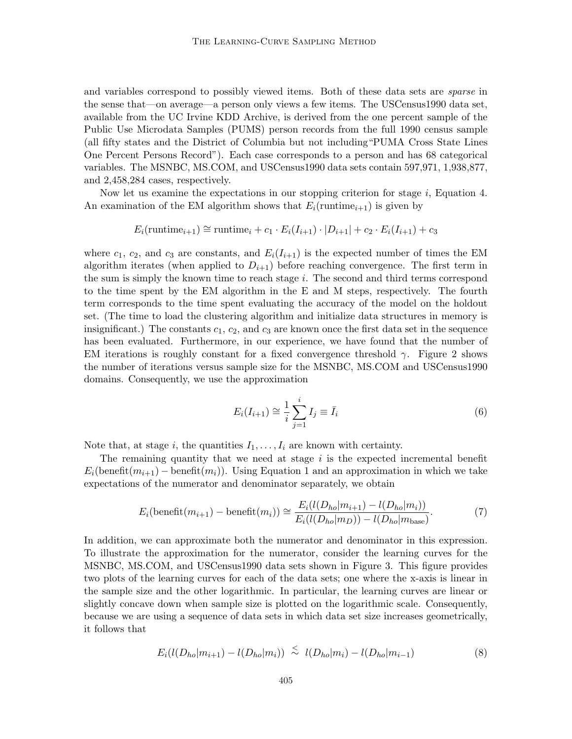and variables correspond to possibly viewed items. Both of these data sets are *sparse* in the sense that—on average—a person only views a few items. The USCensus1990 data set, available from the UC Irvine KDD Archive, is derived from the one percent sample of the Public Use Microdata Samples (PUMS) person records from the full 1990 census sample (all fifty states and the District of Columbia but not including"PUMA Cross State Lines One Percent Persons Record"). Each case corresponds to a person and has 68 categorical variables. The MSNBC, MS.COM, and USCensus1990 data sets contain 597,971, 1,938,877, and 2,458,284 cases, respectively.

Now let us examine the expectations in our stopping criterion for stage $i$, Equation 4. An examination of the EM algorithm shows that $E_i(\text{runtime}_{i+1})$ is given by

$$E_i(\text{runtime}_{i+1}) \cong \text{runtime}_i + c_1 \cdot E_i(I_{i+1}) \cdot |D_{i+1}| + c_2 \cdot E_i(I_{i+1}) + c_3$$

where $c_1$, $c_2$, and $c_3$ are constants, and $E_i(I_{i+1})$ is the expected number of times the EM algorithm iterates (when applied to $D_{i+1}$) before reaching convergence. The first term in the sum is simply the known time to reach stage $i$. The second and third terms correspond to the time spent by the EM algorithm in the E and M steps, respectively. The fourth term corresponds to the time spent evaluating the accuracy of the model on the holdout set. (The time to load the clustering algorithm and initialize data structures in memory is insignificant.) The constants $c_1$, $c_2$, and $c_3$ are known once the first data set in the sequence has been evaluated. Furthermore, in our experience, we have found that the number of EM iterations is roughly constant for a fixed convergence threshold $\gamma$. Figure 2 shows the number of iterations versus sample size for the MSNBC, MS.COM and USCensus1990 domains. Consequently, we use the approximation

$$E_i(I_{i+1}) \cong \frac{1}{i} \sum_{j=1}^{i} I_j \equiv \bar{I}_i \tag{6}$$

Note that, at stage $i$, the quantities $I_1, \ldots, I_i$ are known with certainty.

The remaining quantity that we need at stage $i$ is the expected incremental benefit $E_i(\text{benefit}(m_{i+1}) - \text{benefit}(m_i))$. Using Equation 1 and an approximation in which we take expectations of the numerator and denominator separately, we obtain

$$E_i(\text{benefit}(m_{i+1}) - \text{benefit}(m_i)) \cong \frac{E_i(l(D_{ho}|m_{i+1}) - l(D_{ho}|m_i))}{E_i(l(D_{ho}|m_D)) - l(D_{ho}|m_{\text{base}})}. \tag{7}$$

In addition, we can approximate both the numerator and denominator in this expression. To illustrate the approximation for the numerator, consider the learning curves for the MSNBC, MS.COM, and USCensus1990 data sets shown in Figure 3. This figure provides two plots of the learning curves for each of the data sets; one where the x-axis is linear in the sample size and the other logarithmic. In particular, the learning curves are linear or slightly concave down when sample size is plotted on the logarithmic scale. Consequently, because we are using a sequence of data sets in which data set size increases geometrically, it follows that

$$E_i(l(D_{ho}|m_{i+1}) - l(D_{ho}|m_i)) \ \lesssim \ l(D_{ho}|m_i) - l(D_{ho}|m_{i-1}) \tag{8}$$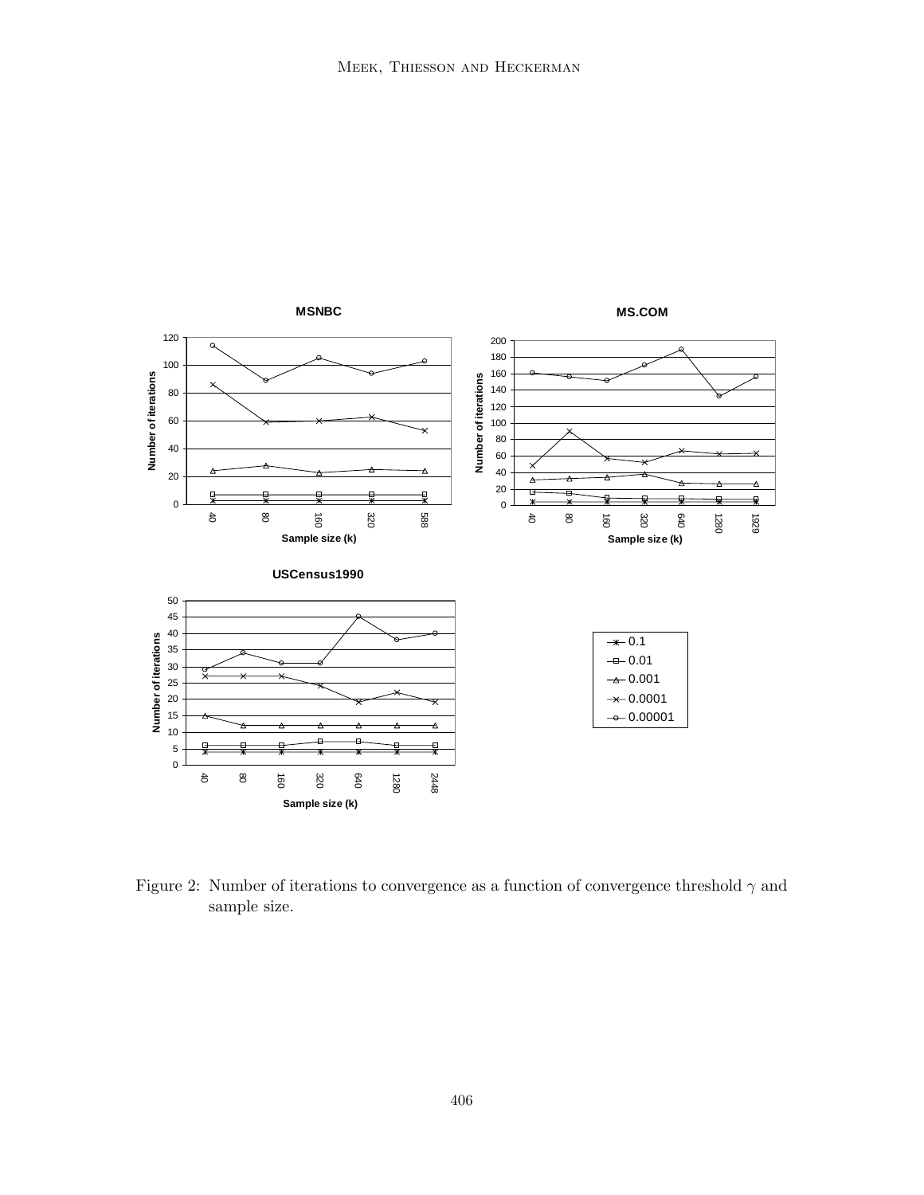Figure 2: Number of iterations to convergence as a function of convergence threshold $\gamma$ and sample size.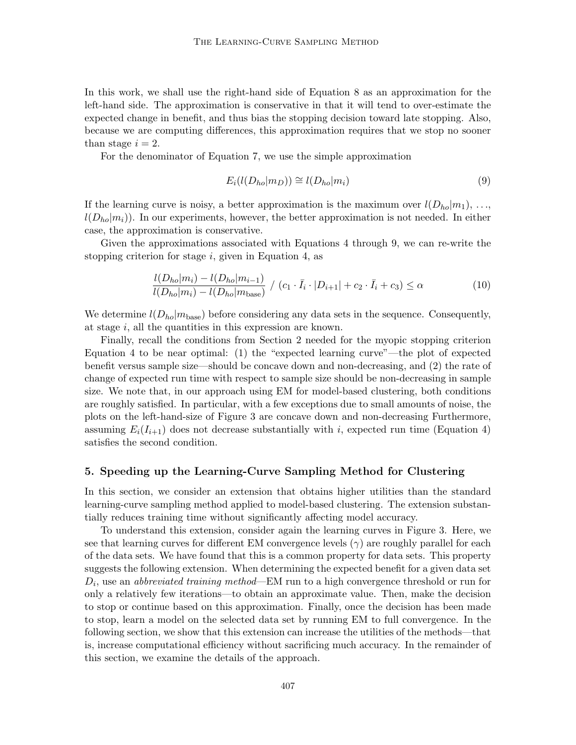In this work, we shall use the right-hand side of Equation 8 as an approximation for the left-hand side. The approximation is conservative in that it will tend to over-estimate the expected change in benefit, and thus bias the stopping decision toward late stopping. Also, because we are computing differences, this approximation requires that we stop no sooner than stage $i = 2$.

For the denominator of Equation 7, we use the simple approximation

$$E_i(l(D_{ho}|m_D)) \cong l(D_{ho}|m_i) \tag{9}$$

If the learning curve is noisy, a better approximation is the maximum over $l(D_{ho}|m_1)$, ..., $l(D_{ho}|m_i)$). In our experiments, however, the better approximation is not needed. In either case, the approximation is conservative.

Given the approximations associated with Equations 4 through 9, we can re-write the stopping criterion for stage $i$, given in Equation 4, as

$$\frac{l(D_{ho}|m_i) - l(D_{ho}|m_{i-1})}{l(D_{ho}|m_i) - l(D_{ho}|m_{\text{base}})} \;/\; (c_1 \cdot \bar{I}_i \cdot |D_{i+1}| + c_2 \cdot \bar{I}_i + c_3) \leq \alpha \tag{10}$$

We determine $l(D_{ho}|m_{\text{base}})$ before considering any data sets in the sequence. Consequently, at stage $i$, all the quantities in this expression are known.

Finally, recall the conditions from Section 2 needed for the myopic stopping criterion Equation 4 to be near optimal: (1) the "expected learning curve"—the plot of expected benefit versus sample size—should be concave down and non-decreasing, and (2) the rate of change of expected run time with respect to sample size should be non-decreasing in sample size. We note that, in our approach using EM for model-based clustering, both conditions are roughly satisfied. In particular, with a few exceptions due to small amounts of noise, the plots on the left-hand-size of Figure 3 are concave down and non-decreasing Furthermore, assuming $E_i(I_{i+1})$ does not decrease substantially with $i$, expected run time (Equation 4) satisfies the second condition.

## 5. Speeding up the Learning-Curve Sampling Method for Clustering

In this section, we consider an extension that obtains higher utilities than the standard learning-curve sampling method applied to model-based clustering. The extension substantially reduces training time without significantly affecting model accuracy.

To understand this extension, consider again the learning curves in Figure 3. Here, we see that learning curves for different EM convergence levels ($\gamma$) are roughly parallel for each of the data sets. We have found that this is a common property for data sets. This property suggests the following extension. When determining the expected benefit for a given data set $D_i$, use an *abbreviated training method*—EM run to a high convergence threshold or run for only a relatively few iterations—to obtain an approximate value. Then, make the decision to stop or continue based on this approximation. Finally, once the decision has been made to stop, learn a model on the selected data set by running EM to full convergence. In the following section, we show that this extension can increase the utilities of the methods—that is, increase computational efficiency without sacrificing much accuracy. In the remainder of this section, we examine the details of the approach.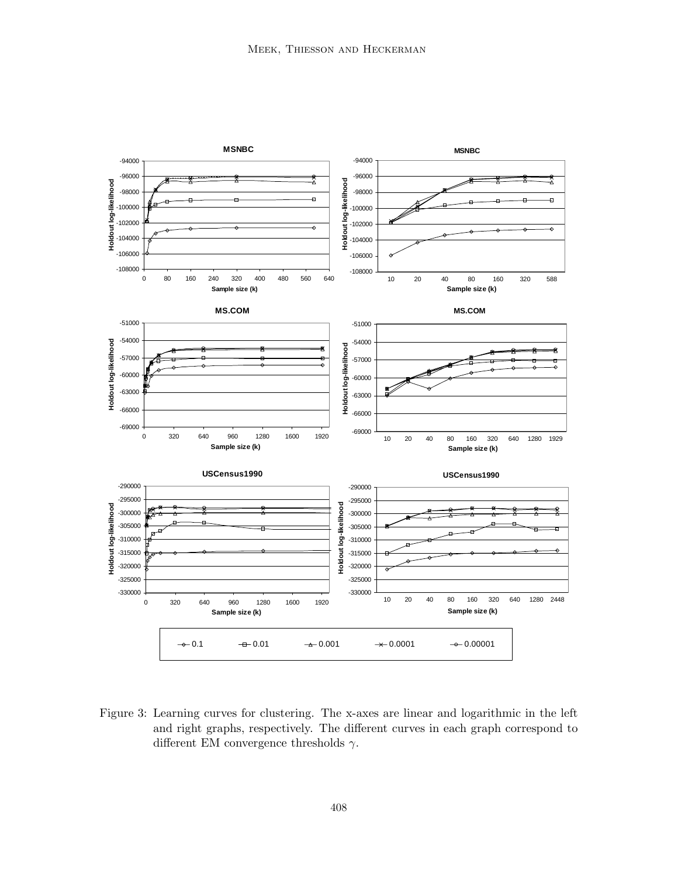Figure 3: Learning curves for clustering. The x-axes are linear and logarithmic in the left and right graphs, respectively. The different curves in each graph correspond to different EM convergence thresholds $\gamma$.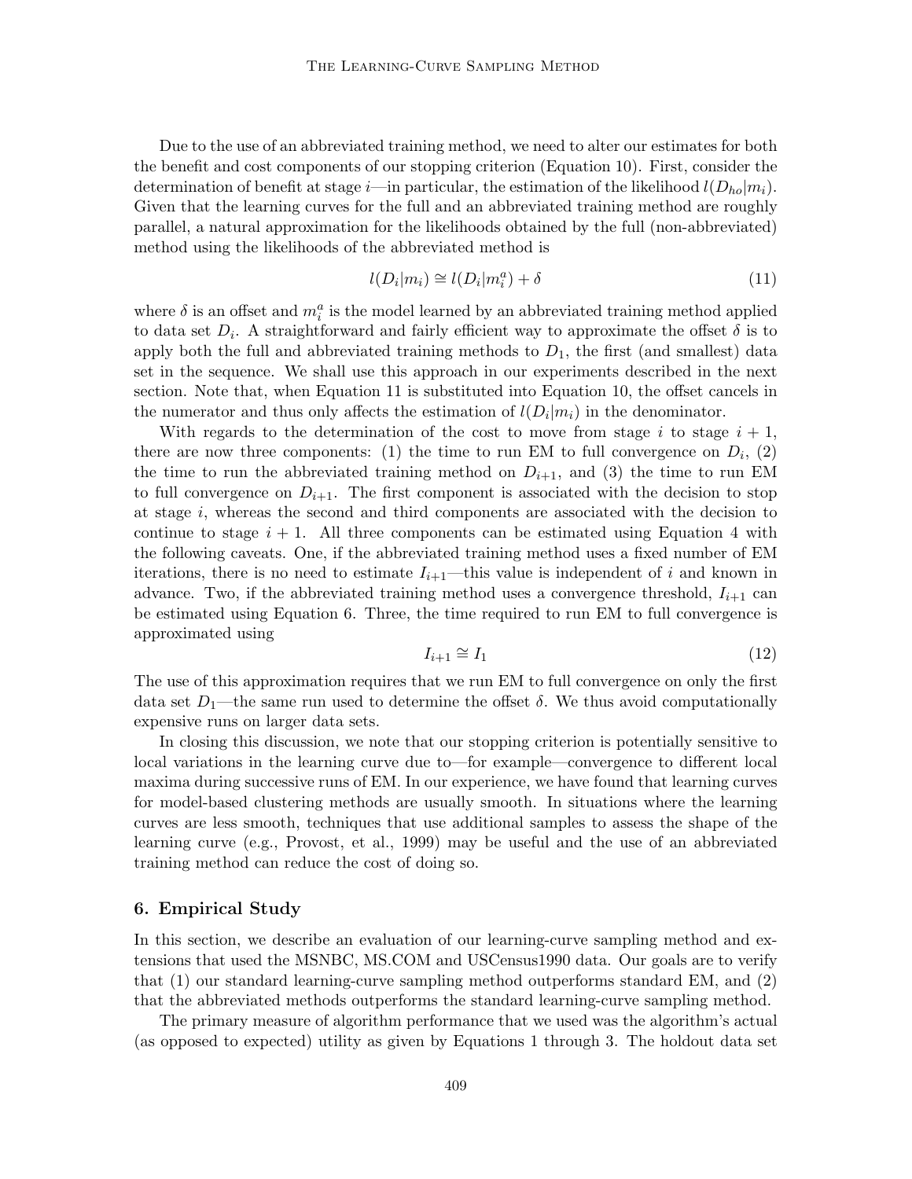Due to the use of an abbreviated training method, we need to alter our estimates for both the benefit and cost components of our stopping criterion (Equation 10). First, consider the determination of benefit at stage $i$—in particular, the estimation of the likelihood $l(D_{ho}|m_i)$. Given that the learning curves for the full and an abbreviated training method are roughly parallel, a natural approximation for the likelihoods obtained by the full (non-abbreviated) method using the likelihoods of the abbreviated method is

$$l(D_i|m_i) \cong l(D_i|m_i^a) + \delta \tag{11}$$

where $\delta$ is an offset and $m_i^a$ is the model learned by an abbreviated training method applied to data set $D_i$. A straightforward and fairly efficient way to approximate the offset $\delta$ is to apply both the full and abbreviated training methods to $D_1$, the first (and smallest) data set in the sequence. We shall use this approach in our experiments described in the next section. Note that, when Equation 11 is substituted into Equation 10, the offset cancels in the numerator and thus only affects the estimation of $l(D_i|m_i)$ in the denominator.

With regards to the determination of the cost to move from stage $i$ to stage $i+1$, there are now three components: (1) the time to run EM to full convergence on $D_i$, (2) the time to run the abbreviated training method on $D_{i+1}$, and (3) the time to run EM to full convergence on $D_{i+1}$. The first component is associated with the decision to stop at stage $i$, whereas the second and third components are associated with the decision to continue to stage $i+1$. All three components can be estimated using Equation 4 with the following caveats. One, if the abbreviated training method uses a fixed number of EM iterations, there is no need to estimate $I_{i+1}$—this value is independent of $i$ and known in advance. Two, if the abbreviated training method uses a convergence threshold, $I_{i+1}$ can be estimated using Equation 6. Three, the time required to run EM to full convergence is approximated using

$$I_{i+1} \cong I_1 \tag{12}$$

The use of this approximation requires that we run EM to full convergence on only the first data set $D_1$—the same run used to determine the offset $\delta$. We thus avoid computationally expensive runs on larger data sets.

In closing this discussion, we note that our stopping criterion is potentially sensitive to local variations in the learning curve due to—for example—convergence to different local maxima during successive runs of EM. In our experience, we have found that learning curves for model-based clustering methods are usually smooth. In situations where the learning curves are less smooth, techniques that use additional samples to assess the shape of the learning curve (e.g., Provost, et al., 1999) may be useful and the use of an abbreviated training method can reduce the cost of doing so.

## 6. Empirical Study

In this section, we describe an evaluation of our learning-curve sampling method and extensions that used the MSNBC, MS.COM and USCensus1990 data. Our goals are to verify that (1) our standard learning-curve sampling method outperforms standard EM, and (2) that the abbreviated methods outperforms the standard learning-curve sampling method.

The primary measure of algorithm performance that we used was the algorithm's actual (as opposed to expected) utility as given by Equations 1 through 3. The holdout data set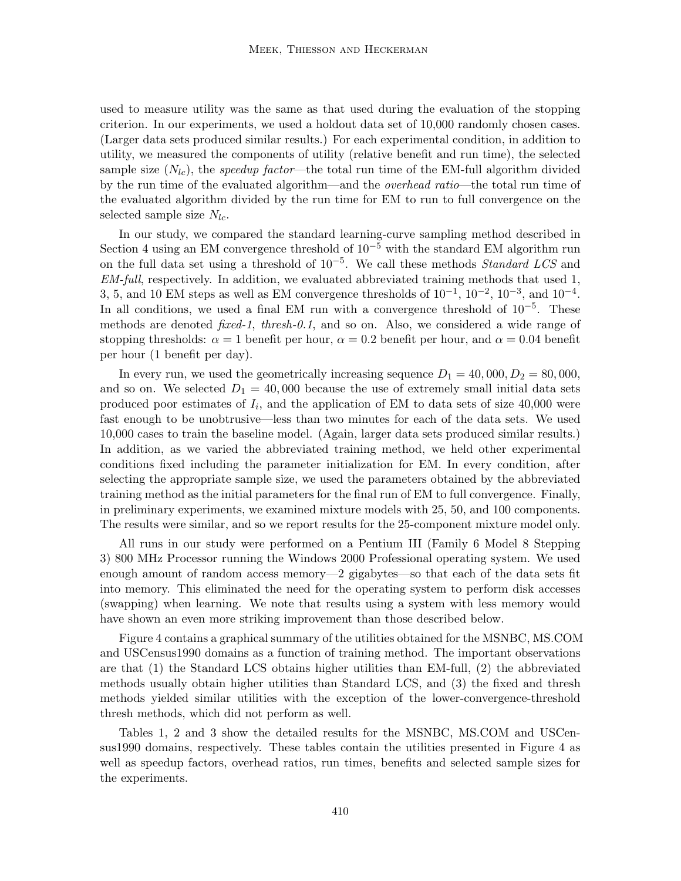used to measure utility was the same as that used during the evaluation of the stopping criterion. In our experiments, we used a holdout data set of 10,000 randomly chosen cases. (Larger data sets produced similar results.) For each experimental condition, in addition to utility, we measured the components of utility (relative benefit and run time), the selected sample size ($N_{lc}$), the *speedup factor*—the total run time of the EM-full algorithm divided by the run time of the evaluated algorithm—and the *overhead ratio*—the total run time of the evaluated algorithm divided by the run time for EM to run to full convergence on the selected sample size $N_{lc}$.

In our study, we compared the standard learning-curve sampling method described in Section 4 using an EM convergence threshold of $10^{-5}$ with the standard EM algorithm run on the full data set using a threshold of $10^{-5}$. We call these methods *Standard LCS* and *EM-full*, respectively. In addition, we evaluated abbreviated training methods that used 1, 3, 5, and 10 EM steps as well as EM convergence thresholds of $10^{-1}$, $10^{-2}$, $10^{-3}$, and $10^{-4}$. In all conditions, we used a final EM run with a convergence threshold of $10^{-5}$. These methods are denoted *fixed-1*, *thresh-0.1*, and so on. Also, we considered a wide range of stopping thresholds: $\alpha = 1$ benefit per hour, $\alpha = 0.2$ benefit per hour, and $\alpha = 0.04$ benefit per hour (1 benefit per day).

In every run, we used the geometrically increasing sequence $D_1 = 40,000, D_2 = 80,000$, and so on. We selected $D_1 = 40,000$ because the use of extremely small initial data sets produced poor estimates of $I_i$, and the application of EM to data sets of size 40,000 were fast enough to be unobtrusive—less than two minutes for each of the data sets. We used 10,000 cases to train the baseline model. (Again, larger data sets produced similar results.) In addition, as we varied the abbreviated training method, we held other experimental conditions fixed including the parameter initialization for EM. In every condition, after selecting the appropriate sample size, we used the parameters obtained by the abbreviated training method as the initial parameters for the final run of EM to full convergence. Finally, in preliminary experiments, we examined mixture models with 25, 50, and 100 components. The results were similar, and so we report results for the 25-component mixture model only.

All runs in our study were performed on a Pentium III (Family 6 Model 8 Stepping 3) 800 MHz Processor running the Windows 2000 Professional operating system. We used enough amount of random access memory—2 gigabytes—so that each of the data sets fit into memory. This eliminated the need for the operating system to perform disk accesses (swapping) when learning. We note that results using a system with less memory would have shown an even more striking improvement than those described below.

Figure 4 contains a graphical summary of the utilities obtained for the MSNBC, MS.COM and USCensus1990 domains as a function of training method. The important observations are that (1) the Standard LCS obtains higher utilities than EM-full, (2) the abbreviated methods usually obtain higher utilities than Standard LCS, and (3) the fixed and thresh methods yielded similar utilities with the exception of the lower-convergence-threshold thresh methods, which did not perform as well.

Tables 1, 2 and 3 show the detailed results for the MSNBC, MS.COM and USCensus1990 domains, respectively. These tables contain the utilities presented in Figure 4 as well as speedup factors, overhead ratios, run times, benefits and selected sample sizes for the experiments.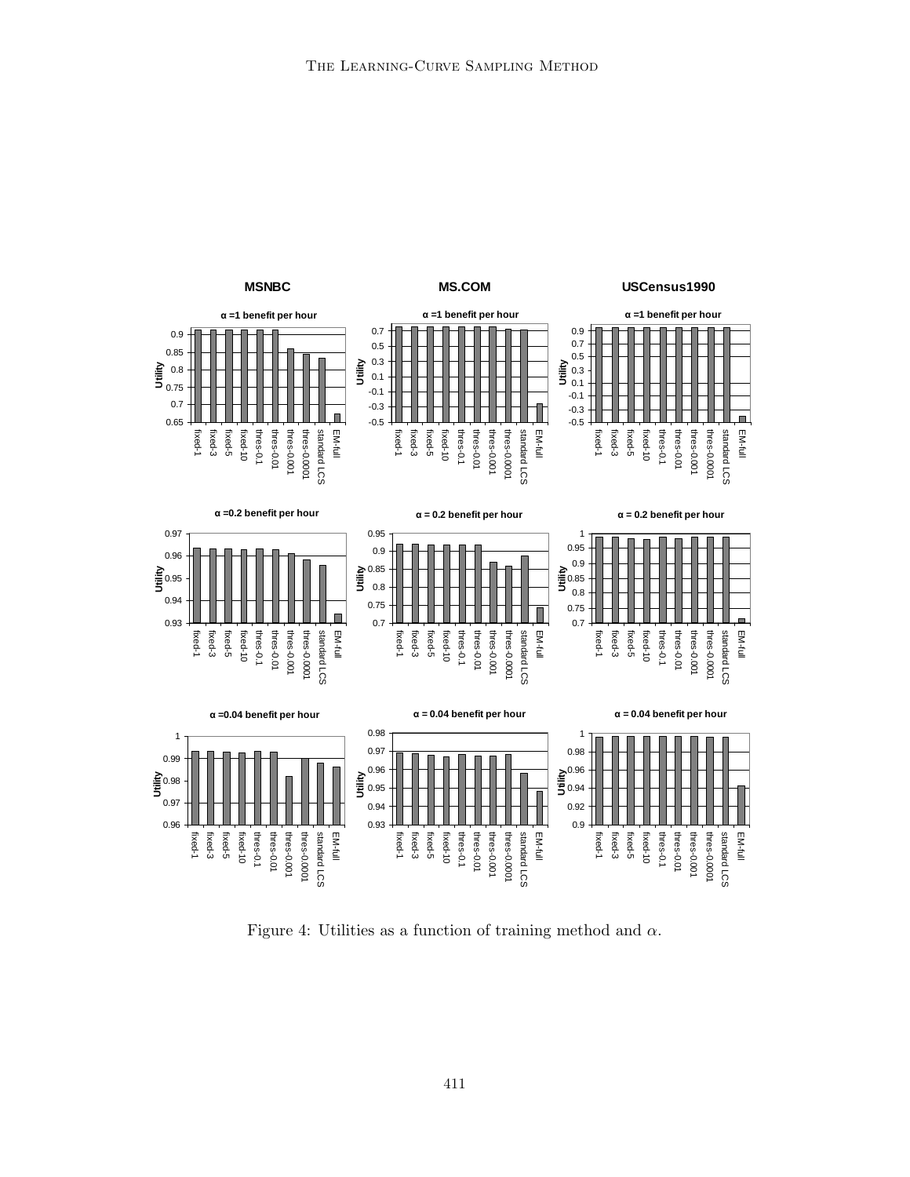Figure 4: Utilities as a function of training method and $\alpha$.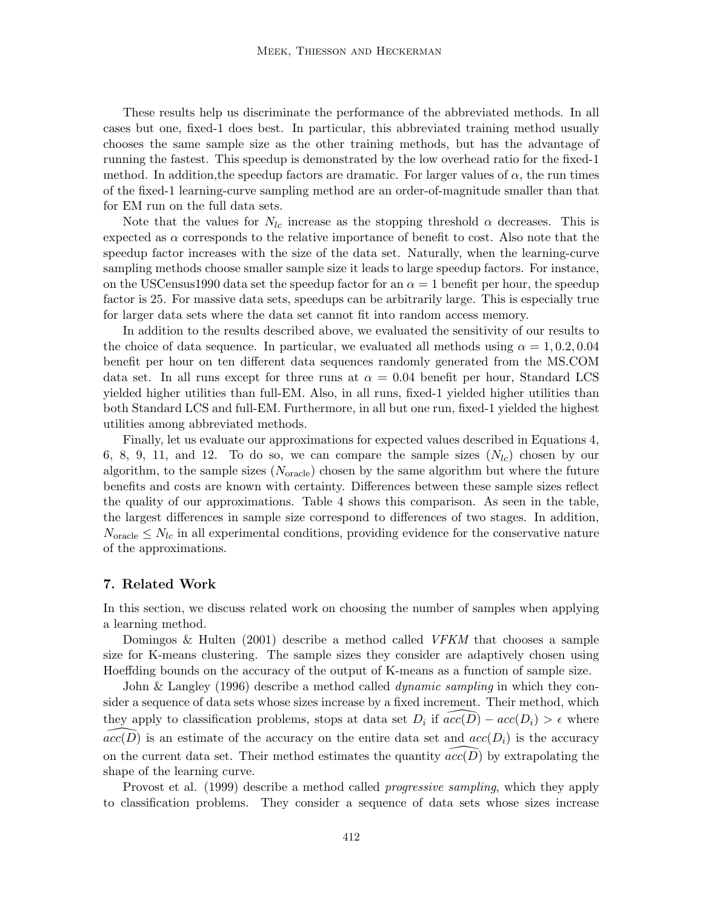These results help us discriminate the performance of the abbreviated methods. In all cases but one, fixed-1 does best. In particular, this abbreviated training method usually chooses the same sample size as the other training methods, but has the advantage of running the fastest. This speedup is demonstrated by the low overhead ratio for the fixed-1 method. In addition,the speedup factors are dramatic. For larger values of $\alpha$, the run times of the fixed-1 learning-curve sampling method are an order-of-magnitude smaller than that for EM run on the full data sets.

Note that the values for $N_{lc}$ increase as the stopping threshold $\alpha$ decreases. This is expected as $\alpha$ corresponds to the relative importance of benefit to cost. Also note that the speedup factor increases with the size of the data set. Naturally, when the learning-curve sampling methods choose smaller sample size it leads to large speedup factors. For instance, on the USCensus1990 data set the speedup factor for an $\alpha = 1$ benefit per hour, the speedup factor is 25. For massive data sets, speedups can be arbitrarily large. This is especially true for larger data sets where the data set cannot fit into random access memory.

In addition to the results described above, we evaluated the sensitivity of our results to the choice of data sequence. In particular, we evaluated all methods using $\alpha = 1, 0.2, 0.04$ benefit per hour on ten different data sequences randomly generated from the MS.COM data set. In all runs except for three runs at $\alpha = 0.04$ benefit per hour, Standard LCS yielded higher utilities than full-EM. Also, in all runs, fixed-1 yielded higher utilities than both Standard LCS and full-EM. Furthermore, in all but one run, fixed-1 yielded the highest utilities among abbreviated methods.

Finally, let us evaluate our approximations for expected values described in Equations 4, 6, 8, 9, 11, and 12. To do so, we can compare the sample sizes ($N_{lc}$) chosen by our algorithm, to the sample sizes ($N_{\text{oracle}}$) chosen by the same algorithm but where the future benefits and costs are known with certainty. Differences between these sample sizes reflect the quality of our approximations. Table 4 shows this comparison. As seen in the table, the largest differences in sample size correspond to differences of two stages. In addition, $N_{\text{oracle}} \leq N_{lc}$ in all experimental conditions, providing evidence for the conservative nature of the approximations.

## 7. Related Work

In this section, we discuss related work on choosing the number of samples when applying a learning method.

Domingos & Hulten (2001) describe a method called *VFKM* that chooses a sample size for K-means clustering. The sample sizes they consider are adaptively chosen using Hoeffding bounds on the accuracy of the output of K-means as a function of sample size.

John & Langley (1996) describe a method called *dynamic sampling* in which they consider a sequence of data sets whose sizes increase by a fixed increment. Their method, which they apply to classification problems, stops at data set $D_i$ if $\widehat{acc(D)} - acc(D_i) > \epsilon$ where $\widehat{acc(D)}$ is an estimate of the accuracy on the entire data set and $acc(D_i)$ is the accuracy on the current data set. Their method estimates the quantity $\widehat{acc(D)}$ by extrapolating the shape of the learning curve.

Provost et al. (1999) describe a method called *progressive sampling*, which they apply to classification problems. They consider a sequence of data sets whose sizes increase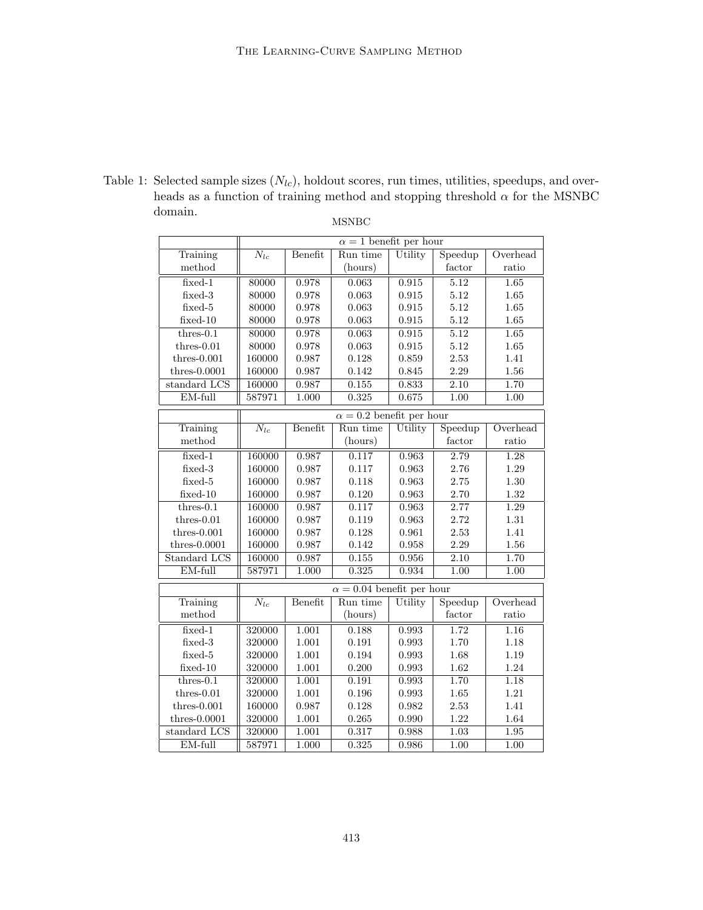Table 1: Selected sample sizes ($N_{lc}$), holdout scores, run times, utilities, speedups, and overheads as a function of training method and stopping threshold $\alpha$ for the MSNBC domain.

MSNBC

| | $\alpha = 1$ benefit per hour | | | | | |
|---|---|---|---|---|---|---|
| Training method | $N_{lc}$ | Benefit | Run time (hours) | Utility | Speedup factor | Overhead ratio |
| fixed-1 | 80000 | 0.978 | 0.063 | 0.915 | 5.12 | 1.65 |
| fixed-3 | 80000 | 0.978 | 0.063 | 0.915 | 5.12 | 1.65 |
| fixed-5 | 80000 | 0.978 | 0.063 | 0.915 | 5.12 | 1.65 |
| fixed-10 | 80000 | 0.978 | 0.063 | 0.915 | 5.12 | 1.65 |
| thres-0.1 | 80000 | 0.978 | 0.063 | 0.915 | 5.12 | 1.65 |
| thres-0.01 | 80000 | 0.978 | 0.063 | 0.915 | 5.12 | 1.65 |
| thres-0.001 | 160000 | 0.987 | 0.128 | 0.859 | 2.53 | 1.41 |
| thres-0.0001 | 160000 | 0.987 | 0.142 | 0.845 | 2.29 | 1.56 |
| standard LCS | 160000 | 0.987 | 0.155 | 0.833 | 2.10 | 1.70 |
| EM-full | 587971 | 1.000 | 0.325 | 0.675 | 1.00 | 1.00 |

| | $\alpha = 0.2$ benefit per hour | | | | | |
|---|---|---|---|---|---|---|
| Training method | $N_{lc}$ | Benefit | Run time (hours) | Utility | Speedup factor | Overhead ratio |
| fixed-1 | 160000 | 0.987 | 0.117 | 0.963 | 2.79 | 1.28 |
| fixed-3 | 160000 | 0.987 | 0.117 | 0.963 | 2.76 | 1.29 |
| fixed-5 | 160000 | 0.987 | 0.118 | 0.963 | 2.75 | 1.30 |
| fixed-10 | 160000 | 0.987 | 0.120 | 0.963 | 2.70 | 1.32 |
| thres-0.1 | 160000 | 0.987 | 0.117 | 0.963 | 2.77 | 1.29 |
| thres-0.01 | 160000 | 0.987 | 0.119 | 0.963 | 2.72 | 1.31 |
| thres-0.001 | 160000 | 0.987 | 0.128 | 0.961 | 2.53 | 1.41 |
| thres-0.0001 | 160000 | 0.987 | 0.142 | 0.958 | 2.29 | 1.56 |
| Standard LCS | 160000 | 0.987 | 0.155 | 0.956 | 2.10 | 1.70 |
| EM-full | 587971 | 1.000 | 0.325 | 0.934 | 1.00 | 1.00 |

| | $\alpha = 0.04$ benefit per hour | | | | | |
|---|---|---|---|---|---|---|
| Training method | $N_{lc}$ | Benefit | Run time (hours) | Utility | Speedup factor | Overhead ratio |
| fixed-1 | 320000 | 1.001 | 0.188 | 0.993 | 1.72 | 1.16 |
| fixed-3 | 320000 | 1.001 | 0.191 | 0.993 | 1.70 | 1.18 |
| fixed-5 | 320000 | 1.001 | 0.194 | 0.993 | 1.68 | 1.19 |
| fixed-10 | 320000 | 1.001 | 0.200 | 0.993 | 1.62 | 1.24 |
| thres-0.1 | 320000 | 1.001 | 0.191 | 0.993 | 1.70 | 1.18 |
| thres-0.01 | 320000 | 1.001 | 0.196 | 0.993 | 1.65 | 1.21 |
| thres-0.001 | 160000 | 0.987 | 0.128 | 0.982 | 2.53 | 1.41 |
| thres-0.0001 | 320000 | 1.001 | 0.265 | 0.990 | 1.22 | 1.64 |
| standard LCS | 320000 | 1.001 | 0.317 | 0.988 | 1.03 | 1.95 |
| EM-full | 587971 | 1.000 | 0.325 | 0.986 | 1.00 | 1.00 |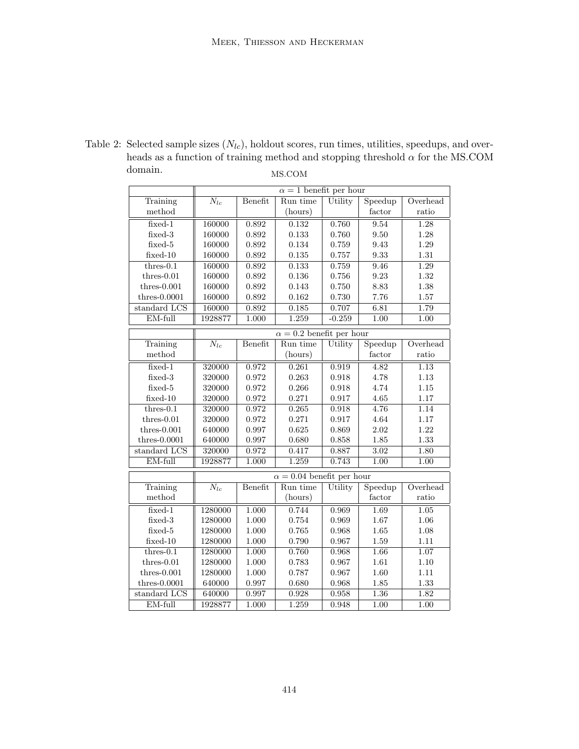Table 2: Selected sample sizes ($N_{lc}$), holdout scores, run times, utilities, speedups, and overheads as a function of training method and stopping threshold $\alpha$ for the MS.COM domain.

MS.COM

| | $\alpha = 1$ benefit per hour | | | | | |
|---|---|---|---|---|---|---|
| Training method | $N_{lc}$ | Benefit | Run time (hours) | Utility | Speedup factor | Overhead ratio |
| fixed-1 | 160000 | 0.892 | 0.132 | 0.760 | 9.54 | 1.28 |
| fixed-3 | 160000 | 0.892 | 0.133 | 0.760 | 9.50 | 1.28 |
| fixed-5 | 160000 | 0.892 | 0.134 | 0.759 | 9.43 | 1.29 |
| fixed-10 | 160000 | 0.892 | 0.135 | 0.757 | 9.33 | 1.31 |
| thres-0.1 | 160000 | 0.892 | 0.133 | 0.759 | 9.46 | 1.29 |
| thres-0.01 | 160000 | 0.892 | 0.136 | 0.756 | 9.23 | 1.32 |
| thres-0.001 | 160000 | 0.892 | 0.143 | 0.750 | 8.83 | 1.38 |
| thres-0.0001 | 160000 | 0.892 | 0.162 | 0.730 | 7.76 | 1.57 |
| standard LCS | 160000 | 0.892 | 0.185 | 0.707 | 6.81 | 1.79 |
| EM-full | 1928877 | 1.000 | 1.259 | -0.259 | 1.00 | 1.00 |

| | $\alpha = 0.2$ benefit per hour | | | | | |
|---|---|---|---|---|---|---|
| Training method | $N_{lc}$ | Benefit | Run time (hours) | Utility | Speedup factor | Overhead ratio |
| fixed-1 | 320000 | 0.972 | 0.261 | 0.919 | 4.82 | 1.13 |
| fixed-3 | 320000 | 0.972 | 0.263 | 0.918 | 4.78 | 1.13 |
| fixed-5 | 320000 | 0.972 | 0.266 | 0.918 | 4.74 | 1.15 |
| fixed-10 | 320000 | 0.972 | 0.271 | 0.917 | 4.65 | 1.17 |
| thres-0.1 | 320000 | 0.972 | 0.265 | 0.918 | 4.76 | 1.14 |
| thres-0.01 | 320000 | 0.972 | 0.271 | 0.917 | 4.64 | 1.17 |
| thres-0.001 | 640000 | 0.997 | 0.625 | 0.869 | 2.02 | 1.22 |
| thres-0.0001 | 640000 | 0.997 | 0.680 | 0.858 | 1.85 | 1.33 |
| standard LCS | 320000 | 0.972 | 0.417 | 0.887 | 3.02 | 1.80 |
| EM-full | 1928877 | 1.000 | 1.259 | 0.743 | 1.00 | 1.00 |

| | $\alpha = 0.04$ benefit per hour | | | | | |
|---|---|---|---|---|---|---|
| Training method | $N_{lc}$ | Benefit | Run time (hours) | Utility | Speedup factor | Overhead ratio |
| fixed-1 | 1280000 | 1.000 | 0.744 | 0.969 | 1.69 | 1.05 |
| fixed-3 | 1280000 | 1.000 | 0.754 | 0.969 | 1.67 | 1.06 |
| fixed-5 | 1280000 | 1.000 | 0.765 | 0.968 | 1.65 | 1.08 |
| fixed-10 | 1280000 | 1.000 | 0.790 | 0.967 | 1.59 | 1.11 |
| thres-0.1 | 1280000 | 1.000 | 0.760 | 0.968 | 1.66 | 1.07 |
| thres-0.01 | 1280000 | 1.000 | 0.783 | 0.967 | 1.61 | 1.10 |
| thres-0.001 | 1280000 | 1.000 | 0.787 | 0.967 | 1.60 | 1.11 |
| thres-0.0001 | 640000 | 0.997 | 0.680 | 0.968 | 1.85 | 1.33 |
| standard LCS | 640000 | 0.997 | 0.928 | 0.958 | 1.36 | 1.82 |
| EM-full | 1928877 | 1.000 | 1.259 | 0.948 | 1.00 | 1.00 |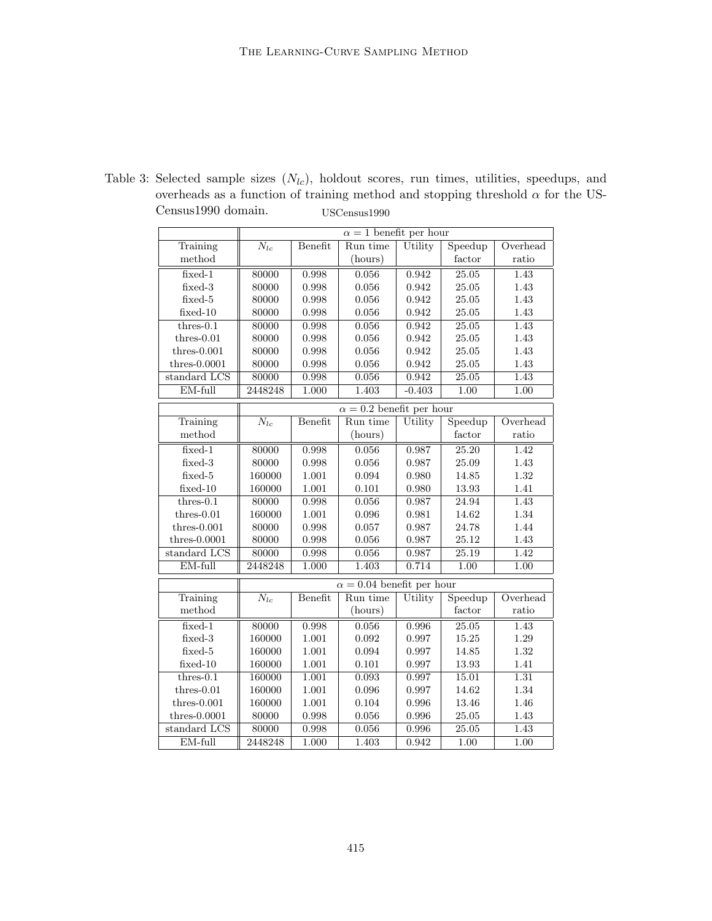Table 3: Selected sample sizes ($N_{lc}$), holdout scores, run times, utilities, speedups, and overheads as a function of training method and stopping threshold $\alpha$ for the USCensus1990 domain.

USCensus1990

| | $\alpha = 1$ benefit per hour | | | | | |
|---|---|---|---|---|---|---|
| Training method | $N_{lc}$ | Benefit | Run time (hours) | Utility | Speedup factor | Overhead ratio |
| fixed-1 | 80000 | 0.998 | 0.056 | 0.942 | 25.05 | 1.43 |
| fixed-3 | 80000 | 0.998 | 0.056 | 0.942 | 25.05 | 1.43 |
| fixed-5 | 80000 | 0.998 | 0.056 | 0.942 | 25.05 | 1.43 |
| fixed-10 | 80000 | 0.998 | 0.056 | 0.942 | 25.05 | 1.43 |
| thres-0.1 | 80000 | 0.998 | 0.056 | 0.942 | 25.05 | 1.43 |
| thres-0.01 | 80000 | 0.998 | 0.056 | 0.942 | 25.05 | 1.43 |
| thres-0.001 | 80000 | 0.998 | 0.056 | 0.942 | 25.05 | 1.43 |
| thres-0.0001 | 80000 | 0.998 | 0.056 | 0.942 | 25.05 | 1.43 |
| standard LCS | 80000 | 0.998 | 0.056 | 0.942 | 25.05 | 1.43 |
| EM-full | 2448248 | 1.000 | 1.403 | -0.403 | 1.00 | 1.00 |

| | $\alpha = 0.2$ benefit per hour | | | | | |
|---|---|---|---|---|---|---|
| Training method | $N_{lc}$ | Benefit | Run time (hours) | Utility | Speedup factor | Overhead ratio |
| fixed-1 | 80000 | 0.998 | 0.056 | 0.987 | 25.20 | 1.42 |
| fixed-3 | 80000 | 0.998 | 0.056 | 0.987 | 25.09 | 1.43 |
| fixed-5 | 160000 | 1.001 | 0.094 | 0.980 | 14.85 | 1.32 |
| fixed-10 | 160000 | 1.001 | 0.101 | 0.980 | 13.93 | 1.41 |
| thres-0.1 | 80000 | 0.998 | 0.056 | 0.987 | 24.94 | 1.43 |
| thres-0.01 | 160000 | 1.001 | 0.096 | 0.981 | 14.62 | 1.34 |
| thres-0.001 | 80000 | 0.998 | 0.057 | 0.987 | 24.78 | 1.44 |
| thres-0.0001 | 80000 | 0.998 | 0.056 | 0.987 | 25.12 | 1.43 |
| standard LCS | 80000 | 0.998 | 0.056 | 0.987 | 25.19 | 1.42 |
| EM-full | 2448248 | 1.000 | 1.403 | 0.714 | 1.00 | 1.00 |

| | $\alpha = 0.04$ benefit per hour | | | | | |
|---|---|---|---|---|---|---|
| Training method | $N_{lc}$ | Benefit | Run time (hours) | Utility | Speedup factor | Overhead ratio |
| fixed-1 | 80000 | 0.998 | 0.056 | 0.996 | 25.05 | 1.43 |
| fixed-3 | 160000 | 1.001 | 0.092 | 0.997 | 15.25 | 1.29 |
| fixed-5 | 160000 | 1.001 | 0.094 | 0.997 | 14.85 | 1.32 |
| fixed-10 | 160000 | 1.001 | 0.101 | 0.997 | 13.93 | 1.41 |
| thres-0.1 | 160000 | 1.001 | 0.093 | 0.997 | 15.01 | 1.31 |
| thres-0.01 | 160000 | 1.001 | 0.096 | 0.997 | 14.62 | 1.34 |
| thres-0.001 | 160000 | 1.001 | 0.104 | 0.996 | 13.46 | 1.46 |
| thres-0.0001 | 80000 | 0.998 | 0.056 | 0.996 | 25.05 | 1.43 |
| standard LCS | 80000 | 0.998 | 0.056 | 0.996 | 25.05 | 1.43 |
| EM-full | 2448248 | 1.000 | 1.403 | 0.942 | 1.00 | 1.00 |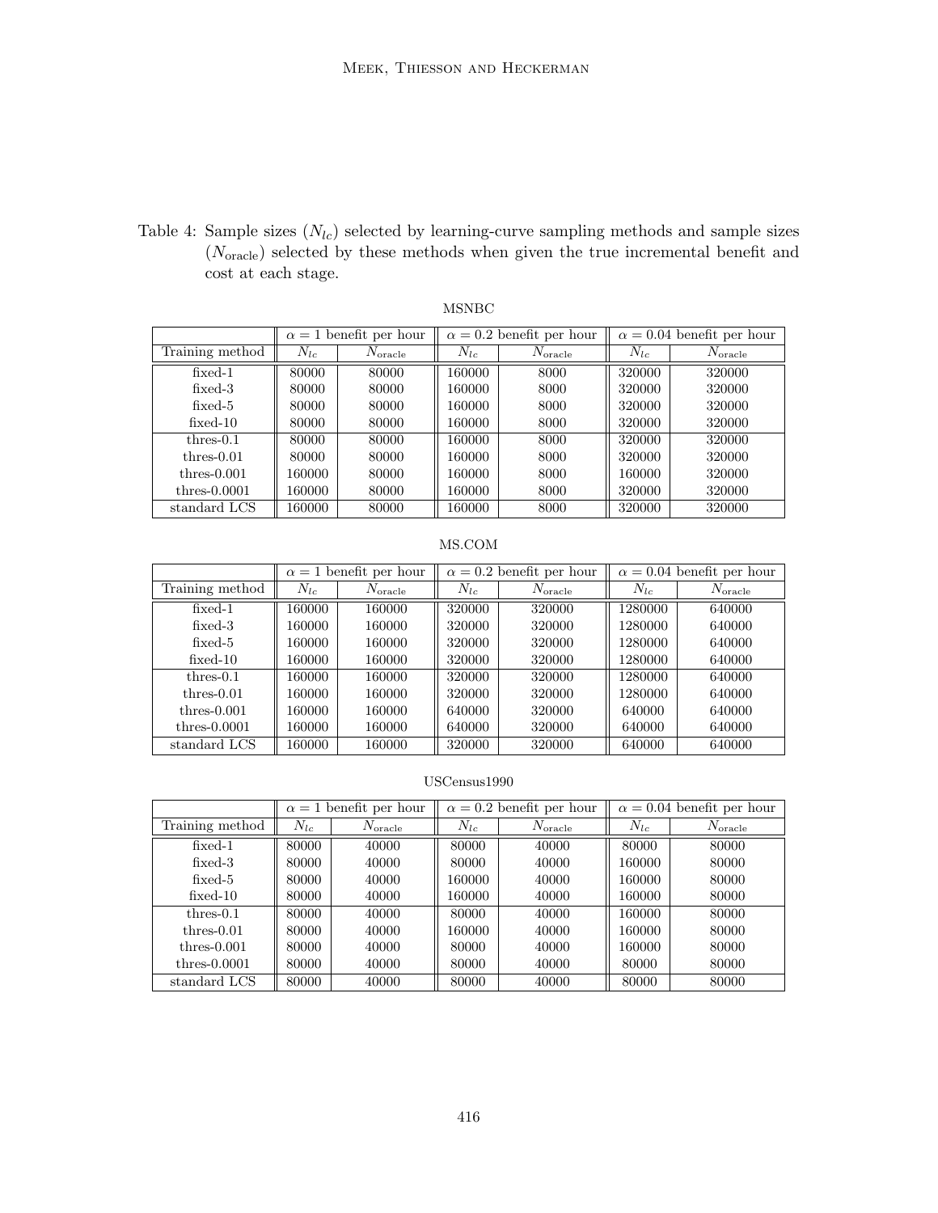Table 4: Sample sizes ($N_{lc}$) selected by learning-curve sampling methods and sample sizes ($N_{\text{oracle}}$) selected by these methods when given the true incremental benefit and cost at each stage.

MSNBC

| | $\alpha = 1$ benefit per hour | | $\alpha = 0.2$ benefit per hour | | $\alpha = 0.04$ benefit per hour | |
|---|---|---|---|---|---|---|
| Training method | $N_{lc}$ | $N_{\text{oracle}}$ | $N_{lc}$ | $N_{\text{oracle}}$ | $N_{lc}$ | $N_{\text{oracle}}$ |
| fixed-1 | 80000 | 80000 | 160000 | 8000 | 320000 | 320000 |
| fixed-3 | 80000 | 80000 | 160000 | 8000 | 320000 | 320000 |
| fixed-5 | 80000 | 80000 | 160000 | 8000 | 320000 | 320000 |
| fixed-10 | 80000 | 80000 | 160000 | 8000 | 320000 | 320000 |
| thres-0.1 | 80000 | 80000 | 160000 | 8000 | 320000 | 320000 |
| thres-0.01 | 80000 | 80000 | 160000 | 8000 | 320000 | 320000 |
| thres-0.001 | 160000 | 80000 | 160000 | 8000 | 160000 | 320000 |
| thres-0.0001 | 160000 | 80000 | 160000 | 8000 | 320000 | 320000 |
| standard LCS | 160000 | 80000 | 160000 | 8000 | 320000 | 320000 |

MS.COM

| | $\alpha = 1$ benefit per hour | | $\alpha = 0.2$ benefit per hour | | $\alpha = 0.04$ benefit per hour | |
|---|---|---|---|---|---|---|
| Training method | $N_{lc}$ | $N_{\text{oracle}}$ | $N_{lc}$ | $N_{\text{oracle}}$ | $N_{lc}$ | $N_{\text{oracle}}$ |
| fixed-1 | 160000 | 160000 | 320000 | 320000 | 1280000 | 640000 |
| fixed-3 | 160000 | 160000 | 320000 | 320000 | 1280000 | 640000 |
| fixed-5 | 160000 | 160000 | 320000 | 320000 | 1280000 | 640000 |
| fixed-10 | 160000 | 160000 | 320000 | 320000 | 1280000 | 640000 |
| thres-0.1 | 160000 | 160000 | 320000 | 320000 | 1280000 | 640000 |
| thres-0.01 | 160000 | 160000 | 320000 | 320000 | 1280000 | 640000 |
| thres-0.001 | 160000 | 160000 | 640000 | 320000 | 640000 | 640000 |
| thres-0.0001 | 160000 | 160000 | 640000 | 320000 | 640000 | 640000 |
| standard LCS | 160000 | 160000 | 320000 | 320000 | 640000 | 640000 |

USCensus1990

| | $\alpha = 1$ benefit per hour | | $\alpha = 0.2$ benefit per hour | | $\alpha = 0.04$ benefit per hour | |
|---|---|---|---|---|---|---|
| Training method | $N_{lc}$ | $N_{\text{oracle}}$ | $N_{lc}$ | $N_{\text{oracle}}$ | $N_{lc}$ | $N_{\text{oracle}}$ |
| fixed-1 | 80000 | 40000 | 80000 | 40000 | 80000 | 80000 |
| fixed-3 | 80000 | 40000 | 80000 | 40000 | 160000 | 80000 |
| fixed-5 | 80000 | 40000 | 160000 | 40000 | 160000 | 80000 |
| fixed-10 | 80000 | 40000 | 160000 | 40000 | 160000 | 80000 |
| thres-0.1 | 80000 | 40000 | 80000 | 40000 | 160000 | 80000 |
| thres-0.01 | 80000 | 40000 | 160000 | 40000 | 160000 | 80000 |
| thres-0.001 | 80000 | 40000 | 80000 | 40000 | 160000 | 80000 |
| thres-0.0001 | 80000 | 40000 | 80000 | 40000 | 80000 | 80000 |
| standard LCS | 80000 | 40000 | 80000 | 40000 | 80000 | 80000 |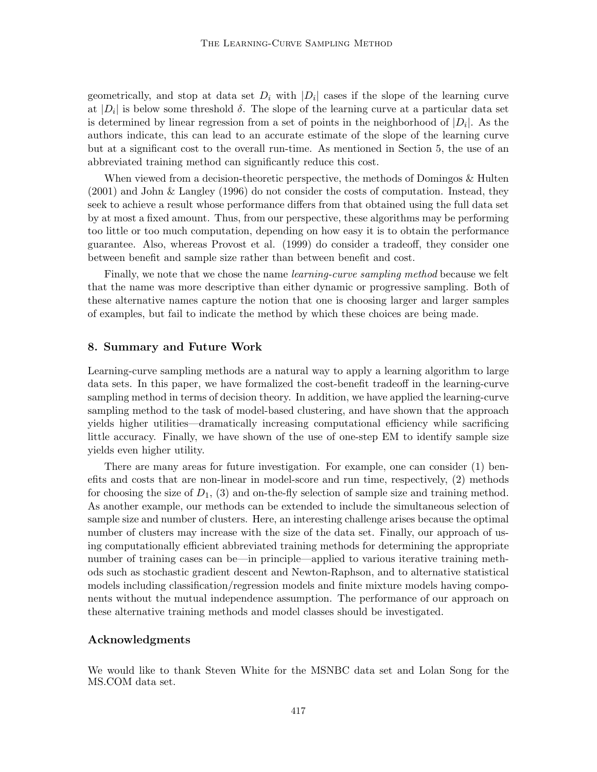geometrically, and stop at data set $D_i$ with $|D_i|$ cases if the slope of the learning curve at $|D_i|$ is below some threshold $\delta$. The slope of the learning curve at a particular data set is determined by linear regression from a set of points in the neighborhood of $|D_i|$. As the authors indicate, this can lead to an accurate estimate of the slope of the learning curve but at a significant cost to the overall run-time. As mentioned in Section 5, the use of an abbreviated training method can significantly reduce this cost.

When viewed from a decision-theoretic perspective, the methods of Domingos & Hulten (2001) and John & Langley (1996) do not consider the costs of computation. Instead, they seek to achieve a result whose performance differs from that obtained using the full data set by at most a fixed amount. Thus, from our perspective, these algorithms may be performing too little or too much computation, depending on how easy it is to obtain the performance guarantee. Also, whereas Provost et al. (1999) do consider a tradeoff, they consider one between benefit and sample size rather than between benefit and cost.

Finally, we note that we chose the name *learning-curve sampling method* because we felt that the name was more descriptive than either dynamic or progressive sampling. Both of these alternative names capture the notion that one is choosing larger and larger samples of examples, but fail to indicate the method by which these choices are being made.

## 8. Summary and Future Work

Learning-curve sampling methods are a natural way to apply a learning algorithm to large data sets. In this paper, we have formalized the cost-benefit tradeoff in the learning-curve sampling method in terms of decision theory. In addition, we have applied the learning-curve sampling method to the task of model-based clustering, and have shown that the approach yields higher utilities—dramatically increasing computational efficiency while sacrificing little accuracy. Finally, we have shown of the use of one-step EM to identify sample size yields even higher utility.

There are many areas for future investigation. For example, one can consider (1) benefits and costs that are non-linear in model-score and run time, respectively, (2) methods for choosing the size of $D_1$, (3) and on-the-fly selection of sample size and training method. As another example, our methods can be extended to include the simultaneous selection of sample size and number of clusters. Here, an interesting challenge arises because the optimal number of clusters may increase with the size of the data set. Finally, our approach of using computationally efficient abbreviated training methods for determining the appropriate number of training cases can be—in principle—applied to various iterative training methods such as stochastic gradient descent and Newton-Raphson, and to alternative statistical models including classification/regression models and finite mixture models having components without the mutual independence assumption. The performance of our approach on these alternative training methods and model classes should be investigated.

## Acknowledgments

We would like to thank Steven White for the MSNBC data set and Lolan Song for the MS.COM data set.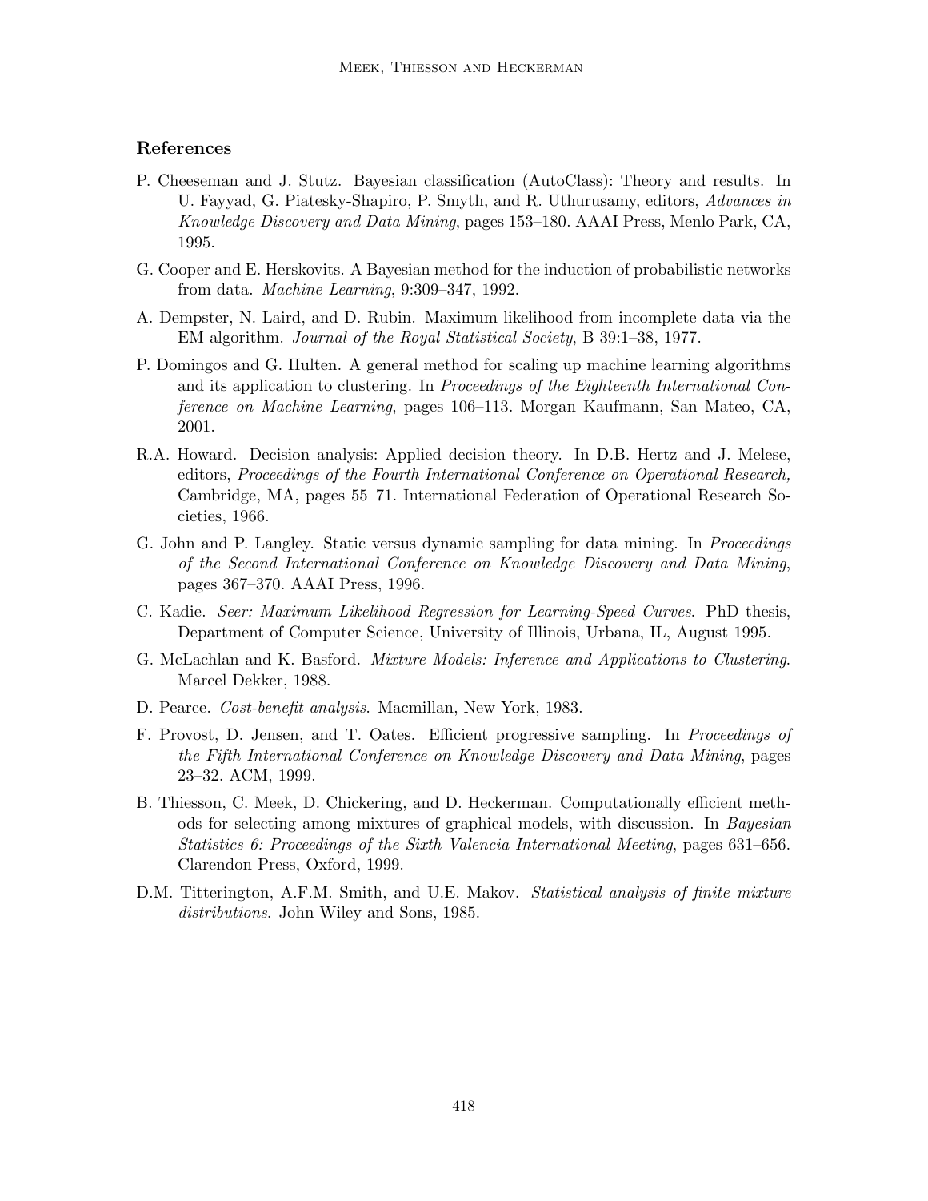## References

P. Cheeseman and J. Stutz. Bayesian classification (AutoClass): Theory and results. In U. Fayyad, G. Piatesky-Shapiro, P. Smyth, and R. Uthurusamy, editors, *Advances in Knowledge Discovery and Data Mining*, pages 153–180. AAAI Press, Menlo Park, CA, 1995.

G. Cooper and E. Herskovits. A Bayesian method for the induction of probabilistic networks from data. *Machine Learning*, 9:309–347, 1992.

A. Dempster, N. Laird, and D. Rubin. Maximum likelihood from incomplete data via the EM algorithm. *Journal of the Royal Statistical Society*, B 39:1–38, 1977.

P. Domingos and G. Hulten. A general method for scaling up machine learning algorithms and its application to clustering. In *Proceedings of the Eighteenth International Conference on Machine Learning*, pages 106–113. Morgan Kaufmann, San Mateo, CA, 2001.

R.A. Howard. Decision analysis: Applied decision theory. In D.B. Hertz and J. Melese, editors, *Proceedings of the Fourth International Conference on Operational Research,* Cambridge, MA, pages 55–71. International Federation of Operational Research Societies, 1966.

G. John and P. Langley. Static versus dynamic sampling for data mining. In *Proceedings of the Second International Conference on Knowledge Discovery and Data Mining*, pages 367–370. AAAI Press, 1996.

C. Kadie. *Seer: Maximum Likelihood Regression for Learning-Speed Curves*. PhD thesis, Department of Computer Science, University of Illinois, Urbana, IL, August 1995.

G. McLachlan and K. Basford. *Mixture Models: Inference and Applications to Clustering*. Marcel Dekker, 1988.

D. Pearce. *Cost-benefit analysis*. Macmillan, New York, 1983.

F. Provost, D. Jensen, and T. Oates. Efficient progressive sampling. In *Proceedings of the Fifth International Conference on Knowledge Discovery and Data Mining*, pages 23–32. ACM, 1999.

B. Thiesson, C. Meek, D. Chickering, and D. Heckerman. Computationally efficient methods for selecting among mixtures of graphical models, with discussion. In *Bayesian Statistics 6: Proceedings of the Sixth Valencia International Meeting*, pages 631–656. Clarendon Press, Oxford, 1999.

D.M. Titterington, A.F.M. Smith, and U.E. Makov. *Statistical analysis of finite mixture distributions*. John Wiley and Sons, 1985.